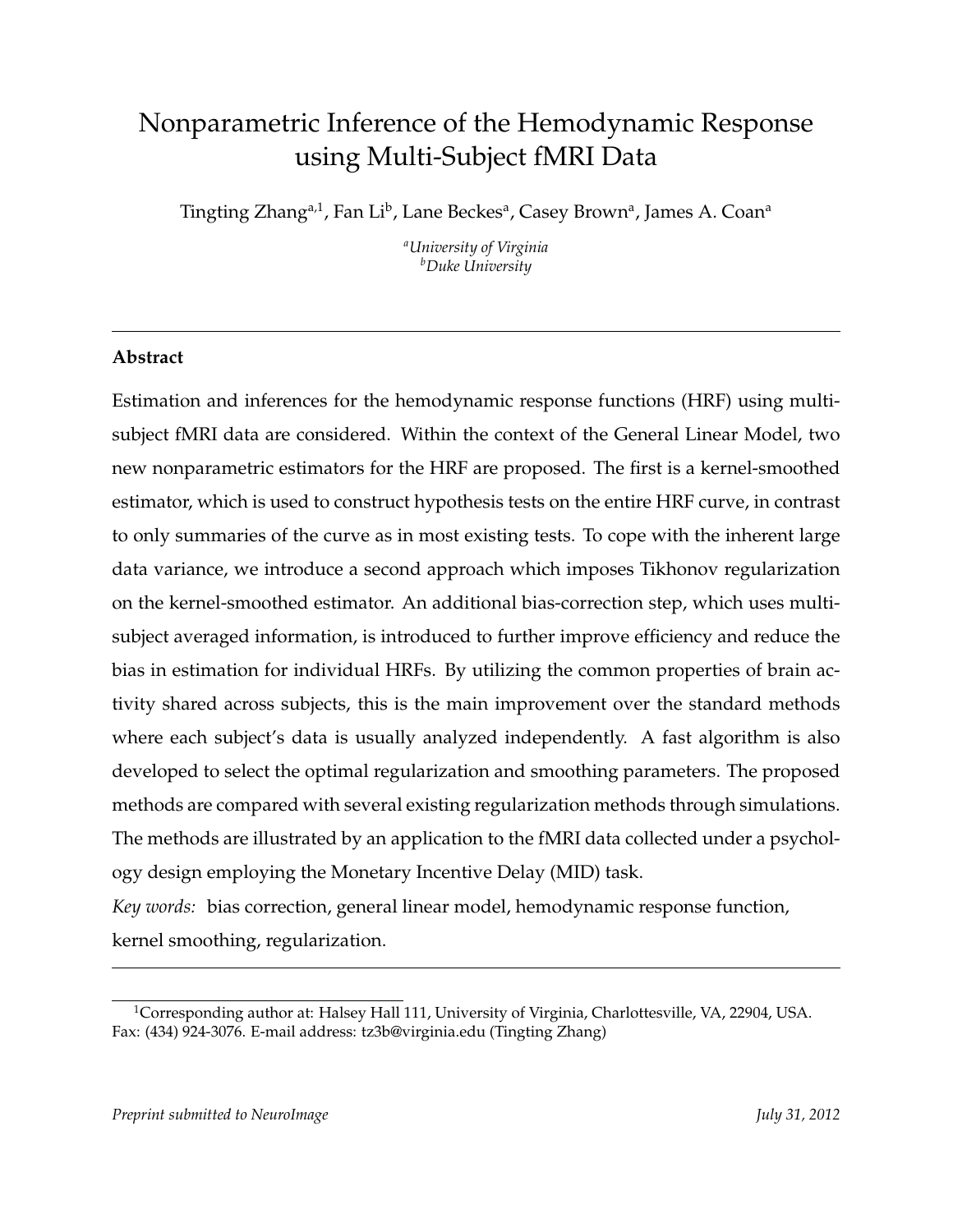# Nonparametric Inference of the Hemodynamic Response using Multi-Subject fMRI Data

Tingting Zhang[a,1], Fan Li[b], Lane Beckes[a], Casey Brown[a], James A. Coan[a]

[a]*University of Virginia*
[b]*Duke University*

---

**Abstract**

Estimation and inferences for the hemodynamic response functions (HRF) using multi-subject fMRI data are considered. Within the context of the General Linear Model, two new nonparametric estimators for the HRF are proposed. The first is a kernel-smoothed estimator, which is used to construct hypothesis tests on the entire HRF curve, in contrast to only summaries of the curve as in most existing tests. To cope with the inherent large data variance, we introduce a second approach which imposes Tikhonov regularization on the kernel-smoothed estimator. An additional bias-correction step, which uses multi-subject averaged information, is introduced to further improve efficiency and reduce the bias in estimation for individual HRFs. By utilizing the common properties of brain activity shared across subjects, this is the main improvement over the standard methods where each subject's data is usually analyzed independently. A fast algorithm is also developed to select the optimal regularization and smoothing parameters. The proposed methods are compared with several existing regularization methods through simulations. The methods are illustrated by an application to the fMRI data collected under a psychology design employing the Monetary Incentive Delay (MID) task.

*Key words:* bias correction, general linear model, hemodynamic response function, kernel smoothing, regularization.

---

[1]Corresponding author at: Halsey Hall 111, University of Virginia, Charlottesville, VA, 22904, USA. Fax: (434) 924-3076. E-mail address: tz3b@virginia.edu (Tingting Zhang)

*Preprint submitted to NeuroImage* *July 31, 2012*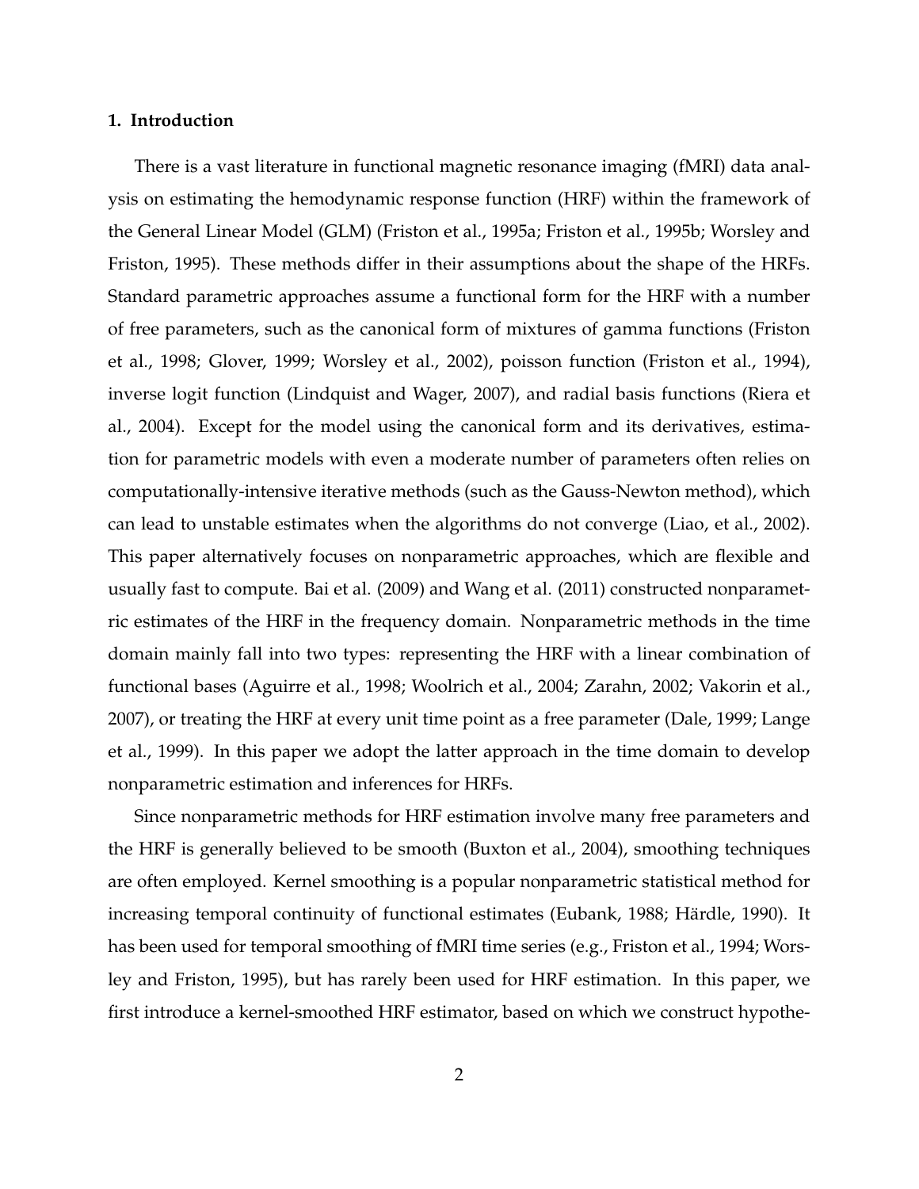### 1. Introduction

There is a vast literature in functional magnetic resonance imaging (fMRI) data analysis on estimating the hemodynamic response function (HRF) within the framework of the General Linear Model (GLM) (Friston et al., 1995a; Friston et al., 1995b; Worsley and Friston, 1995). These methods differ in their assumptions about the shape of the HRFs. Standard parametric approaches assume a functional form for the HRF with a number of free parameters, such as the canonical form of mixtures of gamma functions (Friston et al., 1998; Glover, 1999; Worsley et al., 2002), poisson function (Friston et al., 1994), inverse logit function (Lindquist and Wager, 2007), and radial basis functions (Riera et al., 2004). Except for the model using the canonical form and its derivatives, estimation for parametric models with even a moderate number of parameters often relies on computationally-intensive iterative methods (such as the Gauss-Newton method), which can lead to unstable estimates when the algorithms do not converge (Liao, et al., 2002). This paper alternatively focuses on nonparametric approaches, which are flexible and usually fast to compute. Bai et al. (2009) and Wang et al. (2011) constructed nonparametric estimates of the HRF in the frequency domain. Nonparametric methods in the time domain mainly fall into two types: representing the HRF with a linear combination of functional bases (Aguirre et al., 1998; Woolrich et al., 2004; Zarahn, 2002; Vakorin et al., 2007), or treating the HRF at every unit time point as a free parameter (Dale, 1999; Lange et al., 1999). In this paper we adopt the latter approach in the time domain to develop nonparametric estimation and inferences for HRFs.

Since nonparametric methods for HRF estimation involve many free parameters and the HRF is generally believed to be smooth (Buxton et al., 2004), smoothing techniques are often employed. Kernel smoothing is a popular nonparametric statistical method for increasing temporal continuity of functional estimates (Eubank, 1988; Härdle, 1990). It has been used for temporal smoothing of fMRI time series (e.g., Friston et al., 1994; Worsley and Friston, 1995), but has rarely been used for HRF estimation. In this paper, we first introduce a kernel-smoothed HRF estimator, based on which we construct hypothe-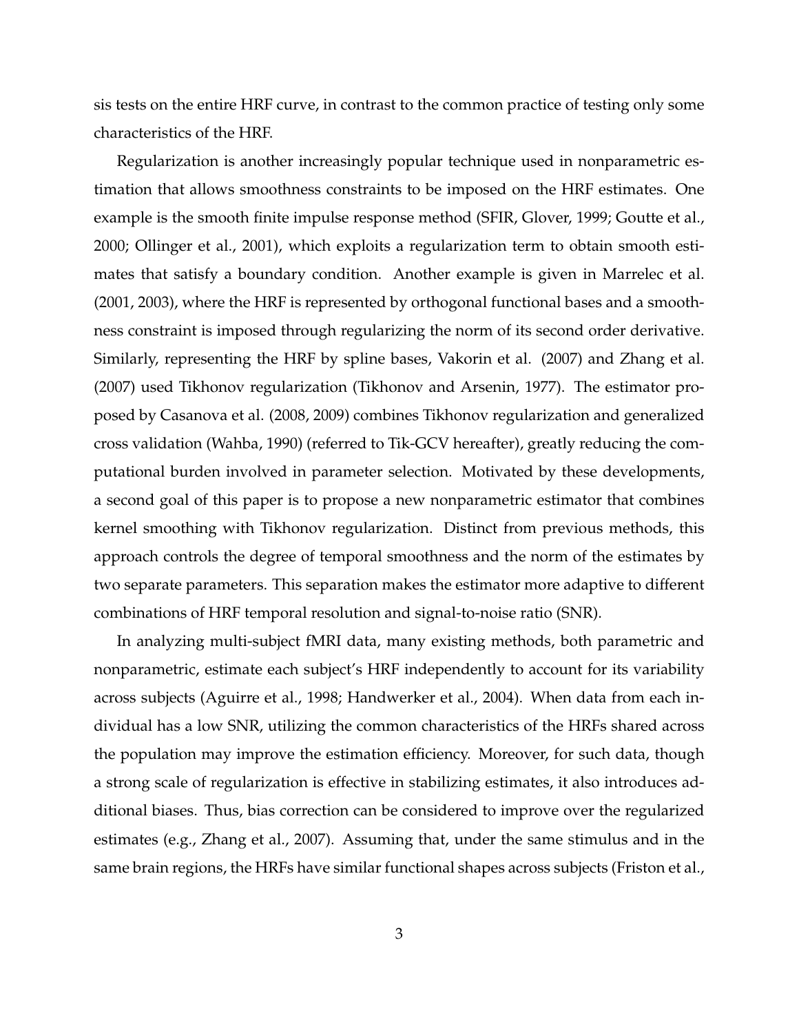sis tests on the entire HRF curve, in contrast to the common practice of testing only some characteristics of the HRF.

Regularization is another increasingly popular technique used in nonparametric estimation that allows smoothness constraints to be imposed on the HRF estimates. One example is the smooth finite impulse response method (SFIR, Glover, 1999; Goutte et al., 2000; Ollinger et al., 2001), which exploits a regularization term to obtain smooth estimates that satisfy a boundary condition. Another example is given in Marrelec et al. (2001, 2003), where the HRF is represented by orthogonal functional bases and a smoothness constraint is imposed through regularizing the norm of its second order derivative. Similarly, representing the HRF by spline bases, Vakorin et al. (2007) and Zhang et al. (2007) used Tikhonov regularization (Tikhonov and Arsenin, 1977). The estimator proposed by Casanova et al. (2008, 2009) combines Tikhonov regularization and generalized cross validation (Wahba, 1990) (referred to Tik-GCV hereafter), greatly reducing the computational burden involved in parameter selection. Motivated by these developments, a second goal of this paper is to propose a new nonparametric estimator that combines kernel smoothing with Tikhonov regularization. Distinct from previous methods, this approach controls the degree of temporal smoothness and the norm of the estimates by two separate parameters. This separation makes the estimator more adaptive to different combinations of HRF temporal resolution and signal-to-noise ratio (SNR).

In analyzing multi-subject fMRI data, many existing methods, both parametric and nonparametric, estimate each subject's HRF independently to account for its variability across subjects (Aguirre et al., 1998; Handwerker et al., 2004). When data from each individual has a low SNR, utilizing the common characteristics of the HRFs shared across the population may improve the estimation efficiency. Moreover, for such data, though a strong scale of regularization is effective in stabilizing estimates, it also introduces additional biases. Thus, bias correction can be considered to improve over the regularized estimates (e.g., Zhang et al., 2007). Assuming that, under the same stimulus and in the same brain regions, the HRFs have similar functional shapes across subjects (Friston et al.,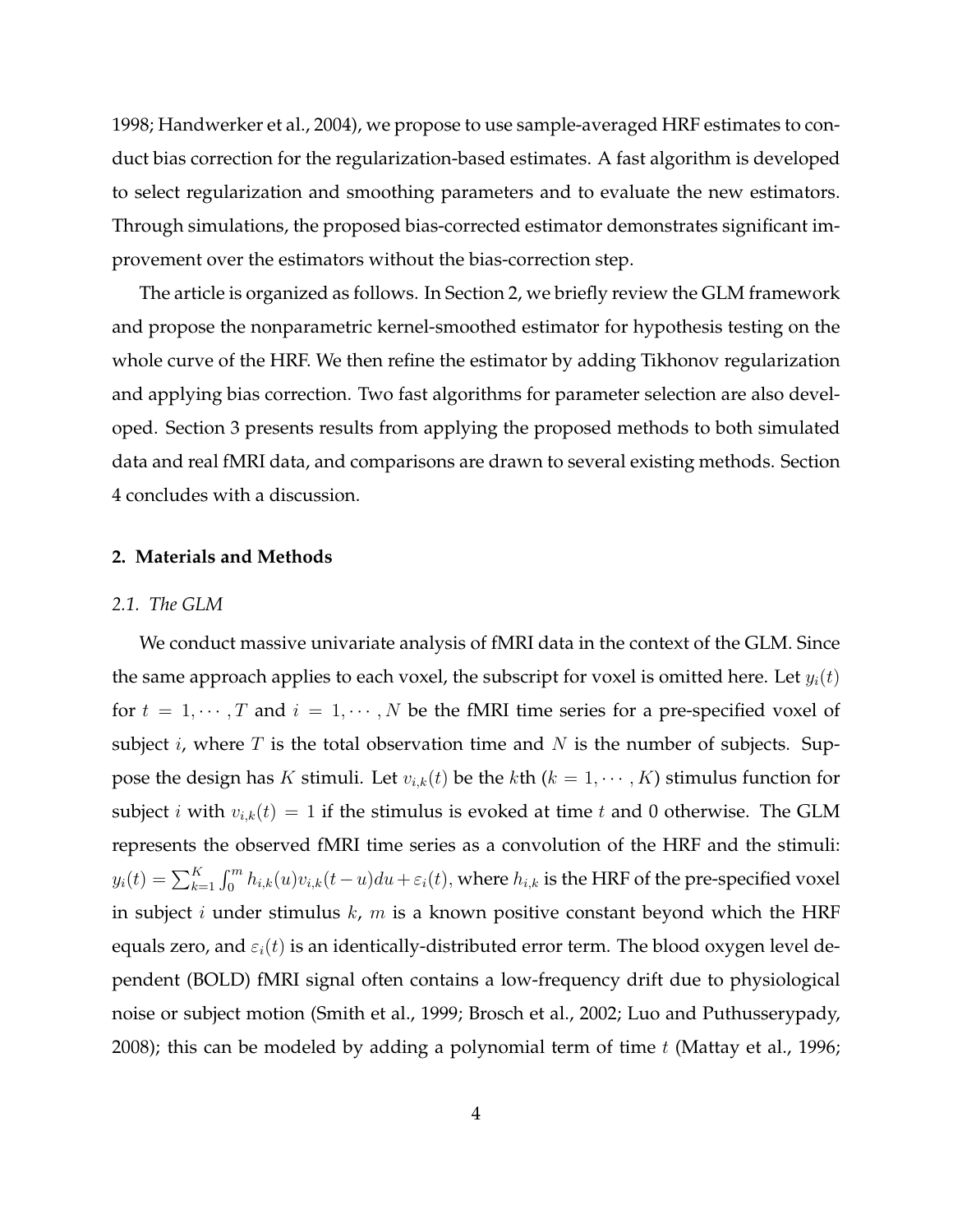1998; Handwerker et al., 2004), we propose to use sample-averaged HRF estimates to conduct bias correction for the regularization-based estimates. A fast algorithm is developed to select regularization and smoothing parameters and to evaluate the new estimators. Through simulations, the proposed bias-corrected estimator demonstrates significant improvement over the estimators without the bias-correction step.

The article is organized as follows. In Section 2, we briefly review the GLM framework and propose the nonparametric kernel-smoothed estimator for hypothesis testing on the whole curve of the HRF. We then refine the estimator by adding Tikhonov regularization and applying bias correction. Two fast algorithms for parameter selection are also developed. Section 3 presents results from applying the proposed methods to both simulated data and real fMRI data, and comparisons are drawn to several existing methods. Section 4 concludes with a discussion.

## 2. Materials and Methods

### *2.1. The GLM*

We conduct massive univariate analysis of fMRI data in the context of the GLM. Since the same approach applies to each voxel, the subscript for voxel is omitted here. Let $y_i(t)$ for $t = 1, \cdots, T$ and $i = 1, \cdots, N$ be the fMRI time series for a pre-specified voxel of subject $i$, where $T$ is the total observation time and $N$ is the number of subjects. Suppose the design has $K$ stimuli. Let $v_{i,k}(t)$ be the $k$th ($k = 1, \cdots, K$) stimulus function for subject $i$ with $v_{i,k}(t) = 1$ if the stimulus is evoked at time $t$ and 0 otherwise. The GLM represents the observed fMRI time series as a convolution of the HRF and the stimuli: $y_i(t) = \sum_{k=1}^{K} \int_0^m h_{i,k}(u) v_{i,k}(t-u)du + \varepsilon_i(t)$, where $h_{i,k}$ is the HRF of the pre-specified voxel in subject $i$ under stimulus $k$, $m$ is a known positive constant beyond which the HRF equals zero, and $\varepsilon_i(t)$ is an identically-distributed error term. The blood oxygen level dependent (BOLD) fMRI signal often contains a low-frequency drift due to physiological noise or subject motion (Smith et al., 1999; Brosch et al., 2002; Luo and Puthusserypady, 2008); this can be modeled by adding a polynomial term of time $t$ (Mattay et al., 1996;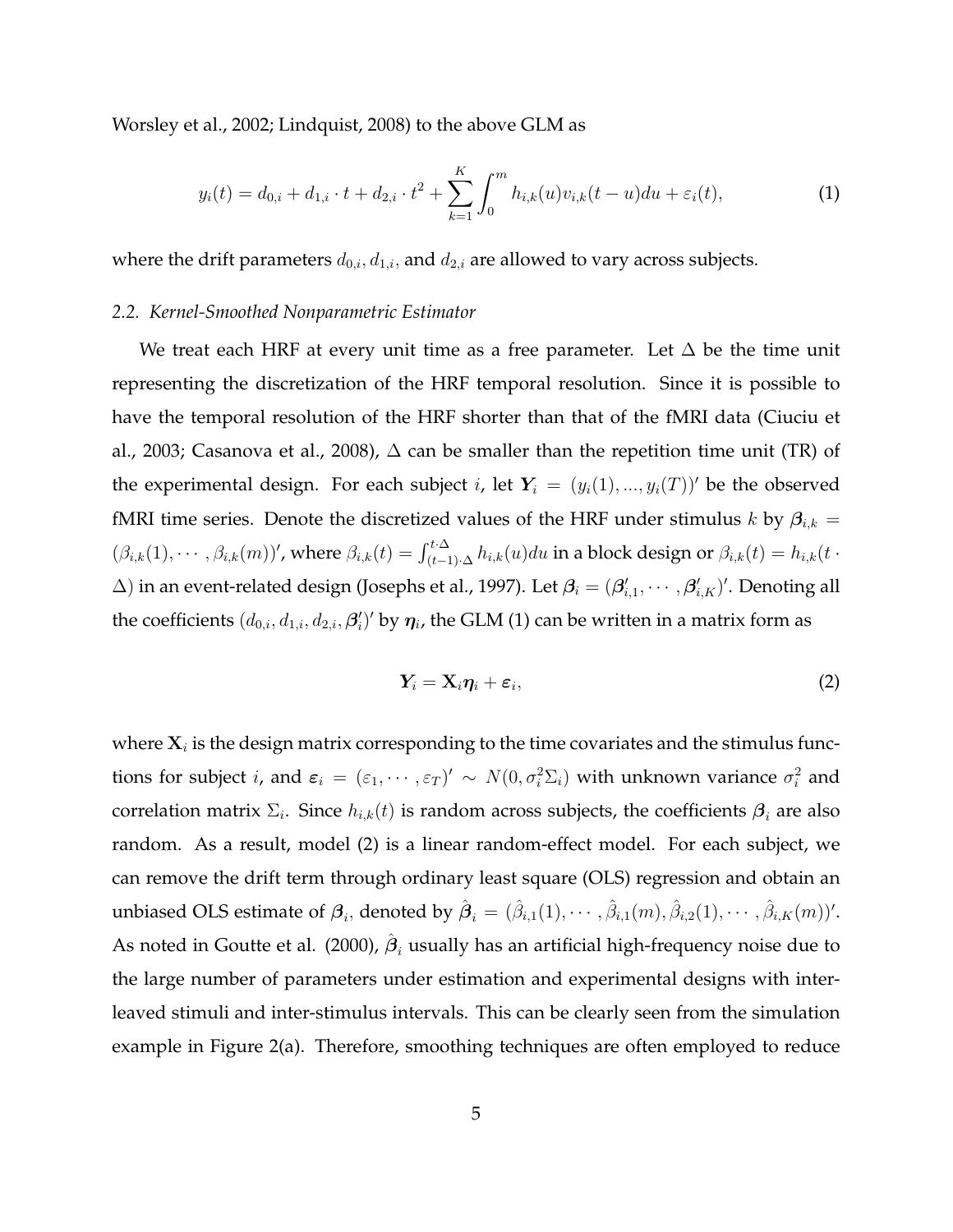Worsley et al., 2002; Lindquist, 2008) to the above GLM as

$$y_i(t) = d_{0,i} + d_{1,i} \cdot t + d_{2,i} \cdot t^2 + \sum_{k=1}^{K} \int_0^m h_{i,k}(u) v_{i,k}(t-u) du + \varepsilon_i(t), \tag{1}$$

where the drift parameters $d_{0,i}$, $d_{1,i}$, and $d_{2,i}$ are allowed to vary across subjects.

### 2.2. *Kernel-Smoothed Nonparametric Estimator*

We treat each HRF at every unit time as a free parameter. Let $\Delta$ be the time unit representing the discretization of the HRF temporal resolution. Since it is possible to have the temporal resolution of the HRF shorter than that of the fMRI data (Ciuciu et al., 2003; Casanova et al., 2008), $\Delta$ can be smaller than the repetition time unit (TR) of the experimental design. For each subject $i$, let $\boldsymbol{Y}_i = (y_i(1), ..., y_i(T))'$ be the observed fMRI time series. Denote the discretized values of the HRF under stimulus $k$ by $\boldsymbol{\beta}_{i,k} = (\beta_{i,k}(1), \cdots, \beta_{i,k}(m))'$, where $\beta_{i,k}(t) = \int_{(t-1)\cdot\Delta}^{t\cdot\Delta} h_{i,k}(u)du$ in a block design or $\beta_{i,k}(t) = h_{i,k}(t \cdot \Delta)$ in an event-related design (Josephs et al., 1997). Let $\boldsymbol{\beta}_i = (\boldsymbol{\beta}'_{i,1}, \cdots, \boldsymbol{\beta}'_{i,K})'$. Denoting all the coefficients $(d_{0,i}, d_{1,i}, d_{2,i}, \boldsymbol{\beta}'_i)'$ by $\boldsymbol{\eta}_i$, the GLM (1) can be written in a matrix form as

$$\boldsymbol{Y}_i = \mathbf{X}_i \boldsymbol{\eta}_i + \boldsymbol{\varepsilon}_i, \tag{2}$$

where $\mathbf{X}_i$ is the design matrix corresponding to the time covariates and the stimulus functions for subject $i$, and $\boldsymbol{\varepsilon}_i = (\varepsilon_1, \cdots, \varepsilon_T)' \sim N(0, \sigma_i^2 \Sigma_i)$ with unknown variance $\sigma_i^2$ and correlation matrix $\Sigma_i$. Since $h_{i,k}(t)$ is random across subjects, the coefficients $\boldsymbol{\beta}_i$ are also random. As a result, model (2) is a linear random-effect model. For each subject, we can remove the drift term through ordinary least square (OLS) regression and obtain an unbiased OLS estimate of $\boldsymbol{\beta}_i$, denoted by $\hat{\boldsymbol{\beta}}_i = (\hat{\beta}_{i,1}(1), \cdots, \hat{\beta}_{i,1}(m), \hat{\beta}_{i,2}(1), \cdots, \hat{\beta}_{i,K}(m))'$. As noted in Goutte et al. (2000), $\hat{\boldsymbol{\beta}}_i$ usually has an artificial high-frequency noise due to the large number of parameters under estimation and experimental designs with interleaved stimuli and inter-stimulus intervals. This can be clearly seen from the simulation example in Figure 2(a). Therefore, smoothing techniques are often employed to reduce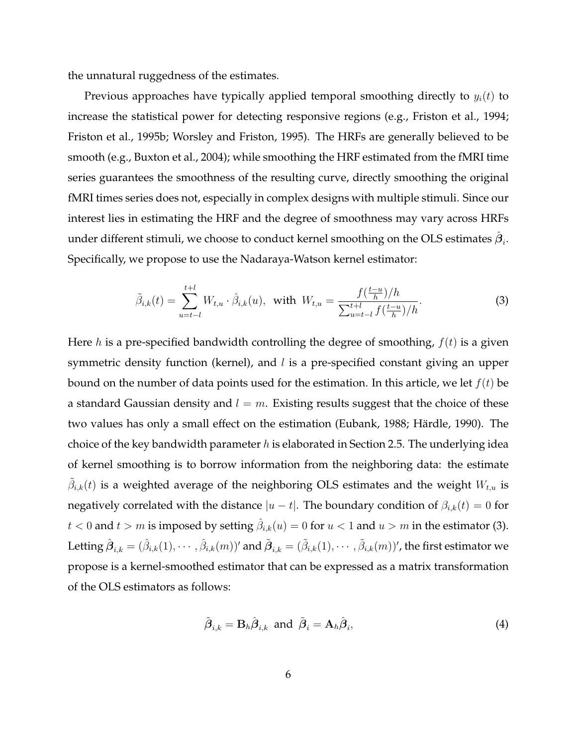the unnatural ruggedness of the estimates.

Previous approaches have typically applied temporal smoothing directly to $y_i(t)$ to increase the statistical power for detecting responsive regions (e.g., Friston et al., 1994; Friston et al., 1995b; Worsley and Friston, 1995). The HRFs are generally believed to be smooth (e.g., Buxton et al., 2004); while smoothing the HRF estimated from the fMRI time series guarantees the smoothness of the resulting curve, directly smoothing the original fMRI times series does not, especially in complex designs with multiple stimuli. Since our interest lies in estimating the HRF and the degree of smoothness may vary across HRFs under different stimuli, we choose to conduct kernel smoothing on the OLS estimates $\hat{\boldsymbol{\beta}}_i$. Specifically, we propose to use the Nadaraya-Watson kernel estimator:

$$\tilde{\beta}_{i,k}(t) = \sum_{u=t-l}^{t+l} W_{t,u} \cdot \hat{\beta}_{i,k}(u), \text{ with } W_{t,u} = \frac{f(\frac{t-u}{h})/h}{\sum_{u=t-l}^{t+l} f(\frac{t-u}{h})/h}. \tag{3}$$

Here $h$ is a pre-specified bandwidth controlling the degree of smoothing, $f(t)$ is a given symmetric density function (kernel), and $l$ is a pre-specified constant giving an upper bound on the number of data points used for the estimation. In this article, we let $f(t)$ be a standard Gaussian density and $l = m$. Existing results suggest that the choice of these two values has only a small effect on the estimation (Eubank, 1988; Härdle, 1990). The choice of the key bandwidth parameter $h$ is elaborated in Section 2.5. The underlying idea of kernel smoothing is to borrow information from the neighboring data: the estimate $\tilde{\beta}_{i,k}(t)$ is a weighted average of the neighboring OLS estimates and the weight $W_{t,u}$ is negatively correlated with the distance $|u - t|$. The boundary condition of $\beta_{i,k}(t) = 0$ for $t < 0$ and $t > m$ is imposed by setting $\hat{\beta}_{i,k}(u) = 0$ for $u < 1$ and $u > m$ in the estimator (3). Letting $\hat{\boldsymbol{\beta}}_{i,k} = (\hat{\beta}_{i,k}(1), \cdots, \hat{\beta}_{i,k}(m))'$ and $\tilde{\boldsymbol{\beta}}_{i,k} = (\tilde{\beta}_{i,k}(1), \cdots, \tilde{\beta}_{i,k}(m))'$, the first estimator we propose is a kernel-smoothed estimator that can be expressed as a matrix transformation of the OLS estimators as follows:

$$\tilde{\boldsymbol{\beta}}_{i,k} = \mathbf{B}_h \hat{\boldsymbol{\beta}}_{i,k} \text{ and } \tilde{\boldsymbol{\beta}}_i = \mathbf{A}_h \hat{\boldsymbol{\beta}}_i, \tag{4}$$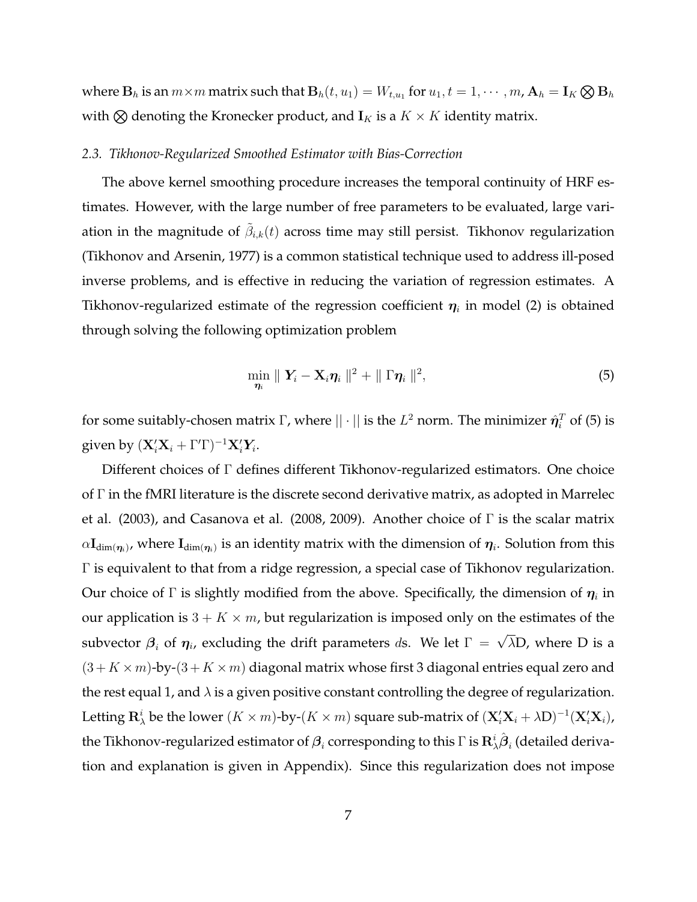where $\mathbf{B}_h$ is an $m \times m$ matrix such that $\mathbf{B}_h(t, u_1) = W_{t,u_1}$ for $u_1, t = 1, \cdots, m$, $\mathbf{A}_h = \mathbf{I}_K \bigotimes \mathbf{B}_h$ with $\bigotimes$ denoting the Kronecker product, and $\mathbf{I}_K$ is a $K \times K$ identity matrix.

### *2.3. Tikhonov-Regularized Smoothed Estimator with Bias-Correction*

The above kernel smoothing procedure increases the temporal continuity of HRF estimates. However, with the large number of free parameters to be evaluated, large variation in the magnitude of $\tilde{\beta}_{i,k}(t)$ across time may still persist. Tikhonov regularization (Tikhonov and Arsenin, 1977) is a common statistical technique used to address ill-posed inverse problems, and is effective in reducing the variation of regression estimates. A Tikhonov-regularized estimate of the regression coefficient $\boldsymbol{\eta}_i$ in model (2) is obtained through solving the following optimization problem

$$\min_{\boldsymbol{\eta}_i} \parallel \boldsymbol{Y}_i - \mathbf{X}_i \boldsymbol{\eta}_i \parallel^2 + \parallel \Gamma \boldsymbol{\eta}_i \parallel^2, \tag{5}$$

for some suitably-chosen matrix $\Gamma$, where $|| \cdot ||$ is the $L^2$ norm. The minimizer $\hat{\boldsymbol{\eta}}_i^T$ of (5) is given by $(\mathbf{X}_i'\mathbf{X}_i + \Gamma'\Gamma)^{-1}\mathbf{X}_i'\boldsymbol{Y}_i$.

Different choices of $\Gamma$ defines different Tikhonov-regularized estimators. One choice of $\Gamma$ in the fMRI literature is the discrete second derivative matrix, as adopted in Marrelec et al. (2003), and Casanova et al. (2008, 2009). Another choice of $\Gamma$ is the scalar matrix $\alpha \mathbf{I}_{\dim(\boldsymbol{\eta}_i)}$, where $\mathbf{I}_{\dim(\boldsymbol{\eta}_i)}$ is an identity matrix with the dimension of $\boldsymbol{\eta}_i$. Solution from this $\Gamma$ is equivalent to that from a ridge regression, a special case of Tikhonov regularization. Our choice of $\Gamma$ is slightly modified from the above. Specifically, the dimension of $\boldsymbol{\eta}_i$ in our application is $3 + K \times m$, but regularization is imposed only on the estimates of the subvector $\boldsymbol{\beta}_i$ of $\boldsymbol{\eta}_i$, excluding the drift parameters $d$s. We let $\Gamma = \sqrt{\lambda}\mathrm{D}$, where D is a $(3 + K \times m)$-by-$(3 + K \times m)$ diagonal matrix whose first 3 diagonal entries equal zero and the rest equal 1, and $\lambda$ is a given positive constant controlling the degree of regularization. Letting $\mathbf{R}_\lambda^i$ be the lower $(K \times m)$-by-$(K \times m)$ square sub-matrix of $(\mathbf{X}_i'\mathbf{X}_i + \lambda \mathrm{D})^{-1}(\mathbf{X}_i'\mathbf{X}_i)$, the Tikhonov-regularized estimator of $\boldsymbol{\beta}_i$ corresponding to this $\Gamma$ is $\mathbf{R}_\lambda^i \hat{\boldsymbol{\beta}}_i$ (detailed derivation and explanation is given in Appendix). Since this regularization does not impose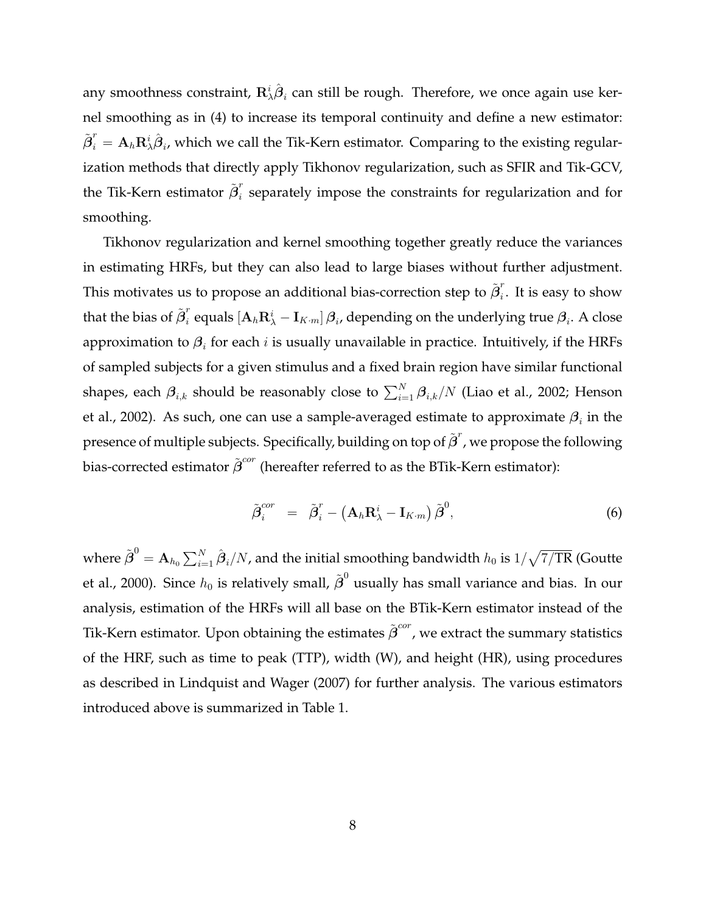any smoothness constraint, $\mathbf{R}_\lambda^i \hat{\boldsymbol{\beta}}_i$ can still be rough. Therefore, we once again use kernel smoothing as in (4) to increase its temporal continuity and define a new estimator: $\tilde{\boldsymbol{\beta}}_i^r = \mathbf{A}_h \mathbf{R}_\lambda^i \hat{\boldsymbol{\beta}}_i$, which we call the Tik-Kern estimator. Comparing to the existing regularization methods that directly apply Tikhonov regularization, such as SFIR and Tik-GCV, the Tik-Kern estimator $\tilde{\boldsymbol{\beta}}_i^r$ separately impose the constraints for regularization and for smoothing.

Tikhonov regularization and kernel smoothing together greatly reduce the variances in estimating HRFs, but they can also lead to large biases without further adjustment. This motivates us to propose an additional bias-correction step to $\tilde{\boldsymbol{\beta}}_i^r$. It is easy to show that the bias of $\tilde{\boldsymbol{\beta}}_i^r$ equals $[\mathbf{A}_h \mathbf{R}_\lambda^i - \mathbf{I}_{K \cdot m}] \boldsymbol{\beta}_i$, depending on the underlying true $\boldsymbol{\beta}_i$. A close approximation to $\boldsymbol{\beta}_i$ for each $i$ is usually unavailable in practice. Intuitively, if the HRFs of sampled subjects for a given stimulus and a fixed brain region have similar functional shapes, each $\boldsymbol{\beta}_{i,k}$ should be reasonably close to $\sum_{i=1}^N \boldsymbol{\beta}_{i,k}/N$ (Liao et al., 2002; Henson et al., 2002). As such, one can use a sample-averaged estimate to approximate $\boldsymbol{\beta}_i$ in the presence of multiple subjects. Specifically, building on top of $\tilde{\boldsymbol{\beta}}^r$, we propose the following bias-corrected estimator $\tilde{\boldsymbol{\beta}}^{cor}$ (hereafter referred to as the BTik-Kern estimator):

$$
\tilde{\boldsymbol{\beta}}_i^{cor} \;\; = \;\; \tilde{\boldsymbol{\beta}}_i^r - \left( \mathbf{A}_h \mathbf{R}_\lambda^i - \mathbf{I}_{K \cdot m} \right) \tilde{\boldsymbol{\beta}}^0, \tag{6}
$$

where $\tilde{\boldsymbol{\beta}}^0 = \mathbf{A}_{h_0} \sum_{i=1}^N \hat{\boldsymbol{\beta}}_i / N$, and the initial smoothing bandwidth $h_0$ is $1/\sqrt{7/\mathrm{TR}}$ (Goutte et al., 2000). Since $h_0$ is relatively small, $\tilde{\boldsymbol{\beta}}^0$ usually has small variance and bias. In our analysis, estimation of the HRFs will all base on the BTik-Kern estimator instead of the Tik-Kern estimator. Upon obtaining the estimates $\tilde{\boldsymbol{\beta}}^{cor}$, we extract the summary statistics of the HRF, such as time to peak (TTP), width (W), and height (HR), using procedures as described in Lindquist and Wager (2007) for further analysis. The various estimators introduced above is summarized in Table 1.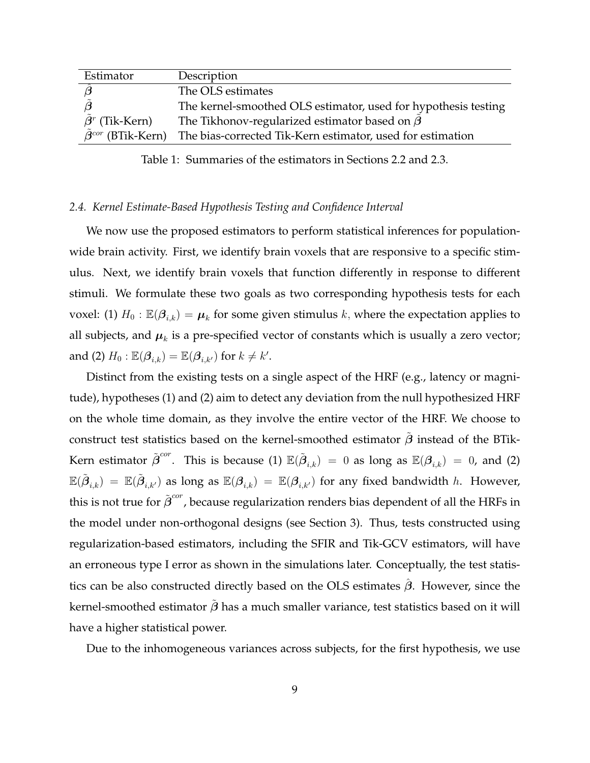| Estimator | Description |
| --- | --- |
| $\hat{\boldsymbol{\beta}}$ | The OLS estimates |
| $\tilde{\boldsymbol{\beta}}$ | The kernel-smoothed OLS estimator, used for hypothesis testing |
| $\tilde{\boldsymbol{\beta}}^r$ (Tik-Kern) | The Tikhonov-regularized estimator based on $\tilde{\boldsymbol{\beta}}$ |
| $\tilde{\boldsymbol{\beta}}^{cor}$ (BTik-Kern) | The bias-corrected Tik-Kern estimator, used for estimation |

Table 1: Summaries of the estimators in Sections 2.2 and 2.3.

### *2.4. Kernel Estimate-Based Hypothesis Testing and Confidence Interval*

We now use the proposed estimators to perform statistical inferences for population-wide brain activity. First, we identify brain voxels that are responsive to a specific stimulus. Next, we identify brain voxels that function differently in response to different stimuli. We formulate these two goals as two corresponding hypothesis tests for each voxel: (1) $H_0 : \mathbb{E}(\boldsymbol{\beta}_{i,k}) = \boldsymbol{\mu}_k$ for some given stimulus $k$, where the expectation applies to all subjects, and $\boldsymbol{\mu}_k$ is a pre-specified vector of constants which is usually a zero vector; and (2) $H_0 : \mathbb{E}(\boldsymbol{\beta}_{i,k}) = \mathbb{E}(\boldsymbol{\beta}_{i,k'})$ for $k \neq k'$.

Distinct from the existing tests on a single aspect of the HRF (e.g., latency or magnitude), hypotheses (1) and (2) aim to detect any deviation from the null hypothesized HRF on the whole time domain, as they involve the entire vector of the HRF. We choose to construct test statistics based on the kernel-smoothed estimator $\tilde{\boldsymbol{\beta}}$ instead of the BTik-Kern estimator $\tilde{\boldsymbol{\beta}}^{cor}$. This is because (1) $\mathbb{E}(\tilde{\boldsymbol{\beta}}_{i,k}) = 0$ as long as $\mathbb{E}(\boldsymbol{\beta}_{i,k}) = 0$, and (2) $\mathbb{E}(\tilde{\boldsymbol{\beta}}_{i,k}) = \mathbb{E}(\tilde{\boldsymbol{\beta}}_{i,k'})$ as long as $\mathbb{E}(\boldsymbol{\beta}_{i,k}) = \mathbb{E}(\boldsymbol{\beta}_{i,k'})$ for any fixed bandwidth $h$. However, this is not true for $\tilde{\boldsymbol{\beta}}^{cor}$, because regularization renders bias dependent of all the HRFs in the model under non-orthogonal designs (see Section 3). Thus, tests constructed using regularization-based estimators, including the SFIR and Tik-GCV estimators, will have an erroneous type I error as shown in the simulations later. Conceptually, the test statistics can be also constructed directly based on the OLS estimates $\hat{\boldsymbol{\beta}}$. However, since the kernel-smoothed estimator $\tilde{\boldsymbol{\beta}}$ has a much smaller variance, test statistics based on it will have a higher statistical power.

Due to the inhomogeneous variances across subjects, for the first hypothesis, we use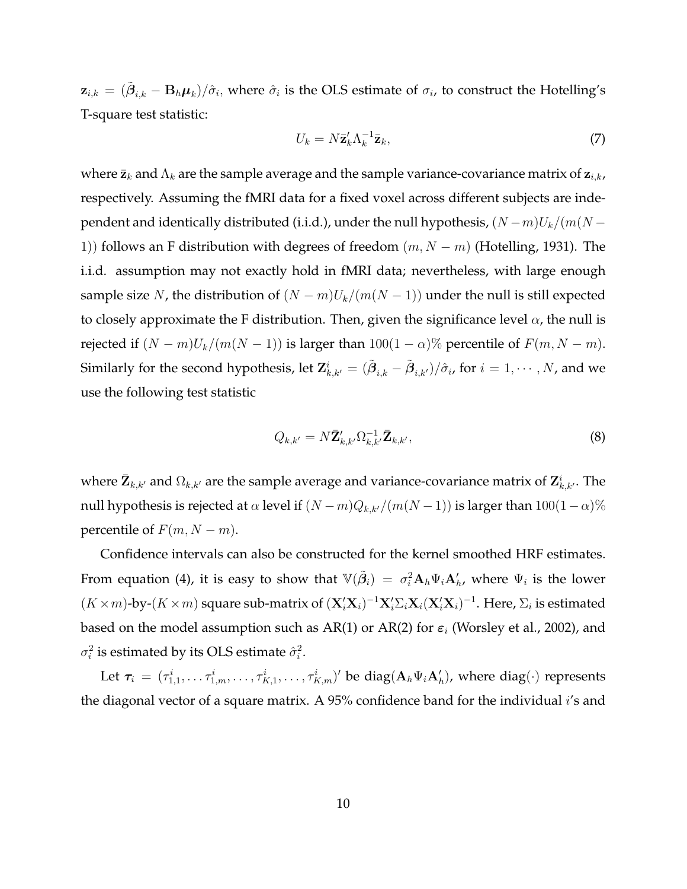$\mathbf{z}_{i,k} = (\tilde{\boldsymbol{\beta}}_{i,k} - \mathbf{B}_h \boldsymbol{\mu}_k)/\hat{\sigma}_i$, where $\hat{\sigma}_i$ is the OLS estimate of $\sigma_i$, to construct the Hotelling's T-square test statistic:

$$U_k = N \bar{\mathbf{z}}_k' \Lambda_k^{-1} \bar{\mathbf{z}}_k, \tag{7}$$

where $\bar{\mathbf{z}}_k$ and $\Lambda_k$ are the sample average and the sample variance-covariance matrix of $\mathbf{z}_{i,k}$, respectively. Assuming the fMRI data for a fixed voxel across different subjects are independent and identically distributed (i.i.d.), under the null hypothesis, $(N-m)U_k/(m(N-1))$ follows an F distribution with degrees of freedom $(m, N-m)$ (Hotelling, 1931). The i.i.d. assumption may not exactly hold in fMRI data; nevertheless, with large enough sample size $N$, the distribution of $(N-m)U_k/(m(N-1))$ under the null is still expected to closely approximate the F distribution. Then, given the significance level $\alpha$, the null is rejected if $(N-m)U_k/(m(N-1))$ is larger than $100(1-\alpha)\%$ percentile of $F(m, N-m)$. Similarly for the second hypothesis, let $\mathbf{Z}_{k,k'}^i = (\tilde{\boldsymbol{\beta}}_{i,k} - \tilde{\boldsymbol{\beta}}_{i,k'})/\hat{\sigma}_i$, for $i = 1, \cdots, N$, and we use the following test statistic

$$Q_{k,k'} = N \bar{\mathbf{Z}}_{k,k'}' \Omega_{k,k'}^{-1} \bar{\mathbf{Z}}_{k,k'}, \tag{8}$$

where $\bar{\mathbf{Z}}_{k,k'}$ and $\Omega_{k,k'}$ are the sample average and variance-covariance matrix of $\mathbf{Z}_{k,k'}^i$. The null hypothesis is rejected at $\alpha$ level if $(N-m)Q_{k,k'}/(m(N-1))$ is larger than $100(1-\alpha)\%$ percentile of $F(m, N-m)$.

Confidence intervals can also be constructed for the kernel smoothed HRF estimates. From equation (4), it is easy to show that $\mathbb{V}(\tilde{\boldsymbol{\beta}}_i) = \sigma_i^2 \mathbf{A}_h \Psi_i \mathbf{A}_h'$, where $\Psi_i$ is the lower $(K \times m)$-by-$(K \times m)$ square sub-matrix of $(\mathbf{X}_i'\mathbf{X}_i)^{-1}\mathbf{X}_i'\Sigma_i \mathbf{X}_i(\mathbf{X}_i'\mathbf{X}_i)^{-1}$. Here, $\Sigma_i$ is estimated based on the model assumption such as AR(1) or AR(2) for $\boldsymbol{\varepsilon}_i$ (Worsley et al., 2002), and $\sigma_i^2$ is estimated by its OLS estimate $\hat{\sigma}_i^2$.

Let $\boldsymbol{\tau}_i = (\tau_{1,1}^i, \ldots \tau_{1,m}^i, \ldots, \tau_{K,1}^i, \ldots, \tau_{K,m}^i)'$ be $\text{diag}(\mathbf{A}_h \Psi_i \mathbf{A}_h')$, where $\text{diag}(\cdot)$ represents the diagonal vector of a square matrix. A 95% confidence band for the individual $i$'s and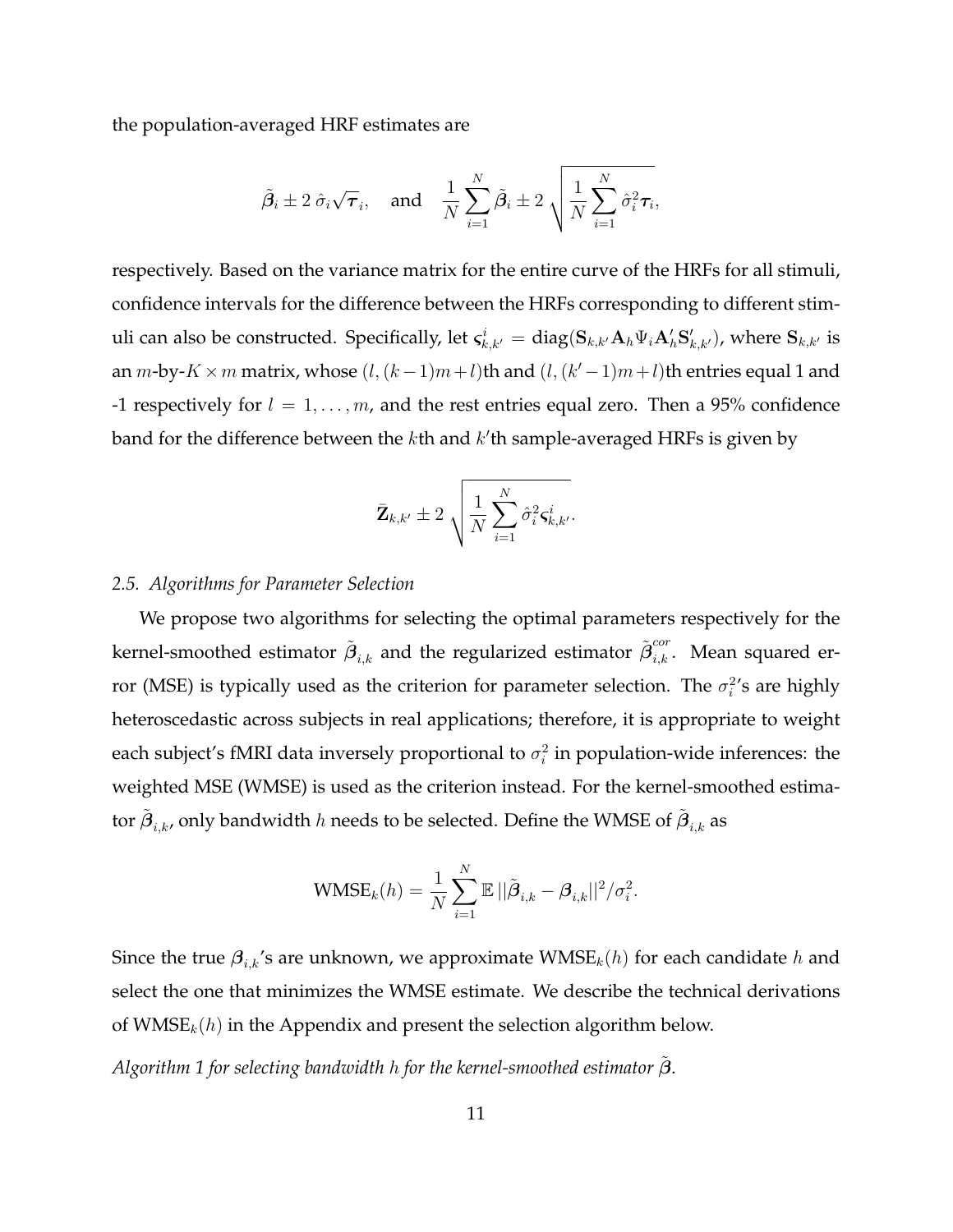the population-averaged HRF estimates are

$$\tilde{\boldsymbol{\beta}}_i \pm 2\,\hat{\sigma}_i\sqrt{\boldsymbol{\tau}}_i, \quad \text{and} \quad \frac{1}{N}\sum_{i=1}^{N}\tilde{\boldsymbol{\beta}}_i \pm 2\,\sqrt{\frac{1}{N}\sum_{i=1}^{N}\hat{\sigma}_i^2\boldsymbol{\tau}_i},$$

respectively. Based on the variance matrix for the entire curve of the HRFs for all stimuli, confidence intervals for the difference between the HRFs corresponding to different stimuli can also be constructed. Specifically, let $\boldsymbol{\varsigma}^i_{k,k'} = \mathrm{diag}(\mathbf{S}_{k,k'}\mathbf{A}_h\Psi_i\mathbf{A}'_h\mathbf{S}'_{k,k'})$, where $\mathbf{S}_{k,k'}$ is an $m$-by-$K \times m$ matrix, whose $(l,(k-1)m+l)$th and $(l,(k'-1)m+l)$th entries equal 1 and -1 respectively for $l = 1,\ldots,m$, and the rest entries equal zero. Then a 95% confidence band for the difference between the $k$th and $k'$th sample-averaged HRFs is given by

$$\bar{\mathbf{Z}}_{k,k'} \pm 2\,\sqrt{\frac{1}{N}\sum_{i=1}^{N}\hat{\sigma}_i^2\boldsymbol{\varsigma}^i_{k,k'}}.$$

### *2.5. Algorithms for Parameter Selection*

We propose two algorithms for selecting the optimal parameters respectively for the kernel-smoothed estimator $\tilde{\boldsymbol{\beta}}_{i,k}$ and the regularized estimator $\tilde{\boldsymbol{\beta}}^{cor}_{i,k}$. Mean squared error (MSE) is typically used as the criterion for parameter selection. The $\sigma_i^2$'s are highly heteroscedastic across subjects in real applications; therefore, it is appropriate to weight each subject's fMRI data inversely proportional to $\sigma_i^2$ in population-wide inferences: the weighted MSE (WMSE) is used as the criterion instead. For the kernel-smoothed estimator $\tilde{\boldsymbol{\beta}}_{i,k}$, only bandwidth $h$ needs to be selected. Define the WMSE of $\tilde{\boldsymbol{\beta}}_{i,k}$ as

$$\mathrm{WMSE}_k(h) = \frac{1}{N}\sum_{i=1}^{N}\mathbb{E}\,||\tilde{\boldsymbol{\beta}}_{i,k} - \boldsymbol{\beta}_{i,k}||^2/\sigma_i^2.$$

Since the true $\boldsymbol{\beta}_{i,k}$'s are unknown, we approximate $\mathrm{WMSE}_k(h)$ for each candidate $h$ and select the one that minimizes the WMSE estimate. We describe the technical derivations of $\mathrm{WMSE}_k(h)$ in the Appendix and present the selection algorithm below.

*Algorithm 1 for selecting bandwidth $h$ for the kernel-smoothed estimator $\tilde{\boldsymbol{\beta}}$.*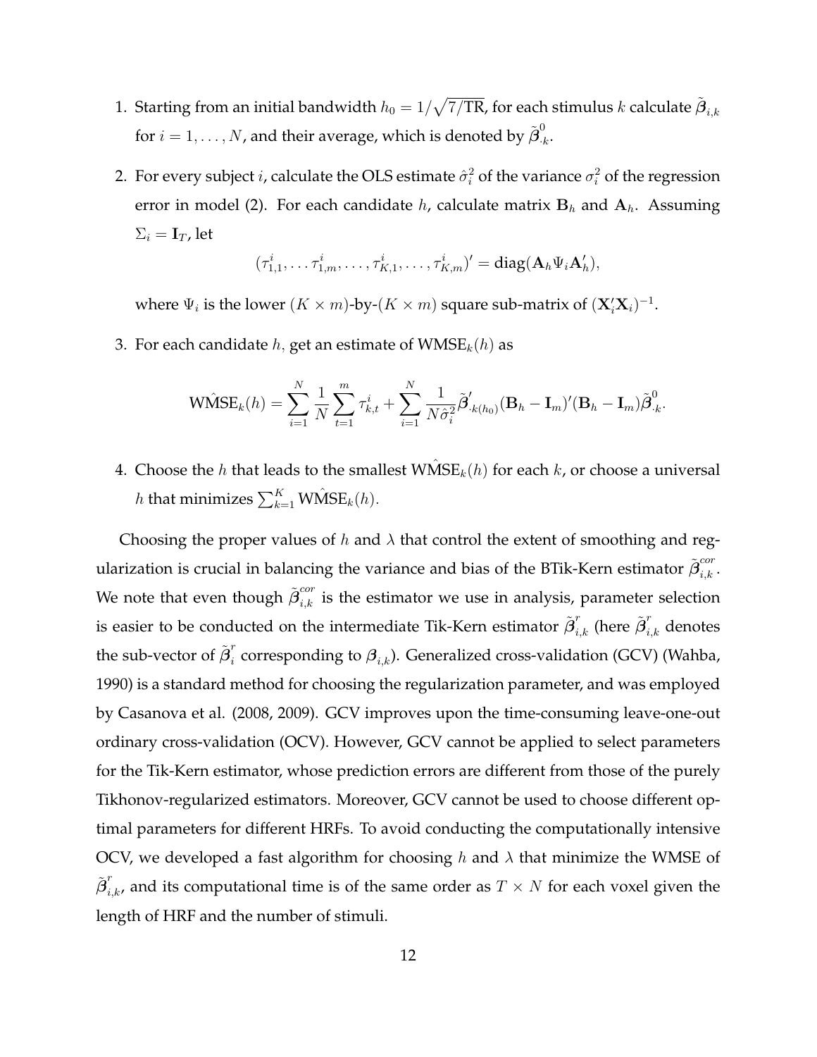1. Starting from an initial bandwidth $h_0 = 1/\sqrt{7/\text{TR}}$, for each stimulus $k$ calculate $\tilde{\boldsymbol{\beta}}_{i,k}$ for $i = 1, \ldots, N$, and their average, which is denoted by $\tilde{\boldsymbol{\beta}}^0_{\cdot k}$.

2. For every subject $i$, calculate the OLS estimate $\hat{\sigma}^2_i$ of the variance $\sigma^2_i$ of the regression error in model (2). For each candidate $h$, calculate matrix $\mathbf{B}_h$ and $\mathbf{A}_h$. Assuming $\Sigma_i = \mathbf{I}_T$, let

$$(\tau^i_{1,1}, \ldots \tau^i_{1,m}, \ldots, \tau^i_{K,1}, \ldots, \tau^i_{K,m})' = \text{diag}(\mathbf{A}_h \Psi_i \mathbf{A}'_h),$$

where $\Psi_i$ is the lower $(K \times m)$-by-$(K \times m)$ square sub-matrix of $(\mathbf{X}'_i \mathbf{X}_i)^{-1}$.

3. For each candidate $h$, get an estimate of $\text{WMSE}_k(h)$ as

$$\hat{\text{WMSE}}_k(h) = \sum_{i=1}^{N} \frac{1}{N} \sum_{t=1}^{m} \tau^i_{k,t} + \sum_{i=1}^{N} \frac{1}{N\hat{\sigma}^2_i} \tilde{\boldsymbol{\beta}}'_{\cdot k(h_0)} (\mathbf{B}_h - \mathbf{I}_m)'(\mathbf{B}_h - \mathbf{I}_m) \tilde{\boldsymbol{\beta}}^0_{\cdot k}.$$

4. Choose the $h$ that leads to the smallest $\hat{\text{WMSE}}_k(h)$ for each $k$, or choose a universal $h$ that minimizes $\sum_{k=1}^{K} \hat{\text{WMSE}}_k(h)$.

Choosing the proper values of $h$ and $\lambda$ that control the extent of smoothing and regularization is crucial in balancing the variance and bias of the BTik-Kern estimator $\tilde{\boldsymbol{\beta}}^{cor}_{i,k}$. We note that even though $\tilde{\boldsymbol{\beta}}^{cor}_{i,k}$ is the estimator we use in analysis, parameter selection is easier to be conducted on the intermediate Tik-Kern estimator $\tilde{\boldsymbol{\beta}}^{r}_{i,k}$ (here $\tilde{\boldsymbol{\beta}}^{r}_{i,k}$ denotes the sub-vector of $\tilde{\boldsymbol{\beta}}^{r}_{i}$ corresponding to $\boldsymbol{\beta}_{i,k}$). Generalized cross-validation (GCV) (Wahba, 1990) is a standard method for choosing the regularization parameter, and was employed by Casanova et al. (2008, 2009). GCV improves upon the time-consuming leave-one-out ordinary cross-validation (OCV). However, GCV cannot be applied to select parameters for the Tik-Kern estimator, whose prediction errors are different from those of the purely Tikhonov-regularized estimators. Moreover, GCV cannot be used to choose different optimal parameters for different HRFs. To avoid conducting the computationally intensive OCV, we developed a fast algorithm for choosing $h$ and $\lambda$ that minimize the WMSE of $\tilde{\boldsymbol{\beta}}^{r}_{i,k}$, and its computational time is of the same order as $T \times N$ for each voxel given the length of HRF and the number of stimuli.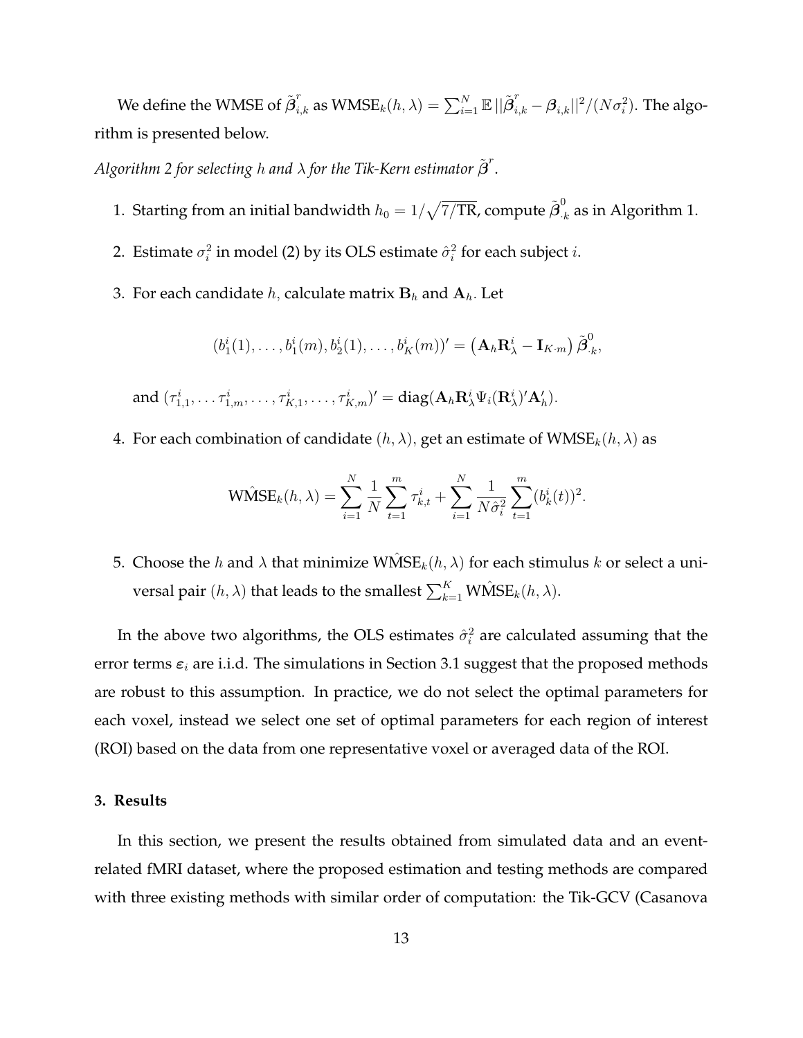We define the WMSE of $\tilde{\boldsymbol{\beta}}^r_{i,k}$ as $\text{WMSE}_k(h, \lambda) = \sum_{i=1}^N \mathbb{E}\,||\tilde{\boldsymbol{\beta}}^r_{i,k} - \boldsymbol{\beta}_{i,k}||^2/(N\sigma_i^2)$. The algorithm is presented below.

*Algorithm 2 for selecting $h$ and $\lambda$ for the Tik-Kern estimator $\tilde{\boldsymbol{\beta}}^r$.*

1. Starting from an initial bandwidth $h_0 = 1/\sqrt{7/\text{TR}}$, compute $\tilde{\boldsymbol{\beta}}^0_{\cdot k}$ as in Algorithm 1.
2. Estimate $\sigma_i^2$ in model (2) by its OLS estimate $\hat{\sigma}_i^2$ for each subject $i$.
3. For each candidate $h$, calculate matrix $\mathbf{B}_h$ and $\mathbf{A}_h$. Let

$$(b_1^i(1), \ldots, b_1^i(m), b_2^i(1), \ldots, b_K^i(m))' = \left(\mathbf{A}_h \mathbf{R}^i_\lambda - \mathbf{I}_{K\cdot m}\right) \tilde{\boldsymbol{\beta}}^0_{\cdot k},$$

   and $(\tau^i_{1,1}, \ldots \tau^i_{1,m}, \ldots, \tau^i_{K,1}, \ldots, \tau^i_{K,m})' = \text{diag}(\mathbf{A}_h \mathbf{R}^i_\lambda \Psi_i (\mathbf{R}^i_\lambda)' \mathbf{A}_h')$.

4. For each combination of candidate $(h, \lambda)$, get an estimate of $\text{WMSE}_k(h, \lambda)$ as

$$\text{W}\hat{\text{MS}}\text{E}_k(h, \lambda) = \sum_{i=1}^N \frac{1}{N} \sum_{t=1}^m \tau^i_{k,t} + \sum_{i=1}^N \frac{1}{N\hat{\sigma}_i^2} \sum_{t=1}^m (b_k^i(t))^2.$$

5. Choose the $h$ and $\lambda$ that minimize $\text{W}\hat{\text{MS}}\text{E}_k(h, \lambda)$ for each stimulus $k$ or select a universal pair $(h, \lambda)$ that leads to the smallest $\sum_{k=1}^K \text{W}\hat{\text{MS}}\text{E}_k(h, \lambda)$.

In the above two algorithms, the OLS estimates $\hat{\sigma}_i^2$ are calculated assuming that the error terms $\boldsymbol{\varepsilon}_i$ are i.i.d. The simulations in Section 3.1 suggest that the proposed methods are robust to this assumption. In practice, we do not select the optimal parameters for each voxel, instead we select one set of optimal parameters for each region of interest (ROI) based on the data from one representative voxel or averaged data of the ROI.

### 3. Results

In this section, we present the results obtained from simulated data and an event-related fMRI dataset, where the proposed estimation and testing methods are compared with three existing methods with similar order of computation: the Tik-GCV (Casanova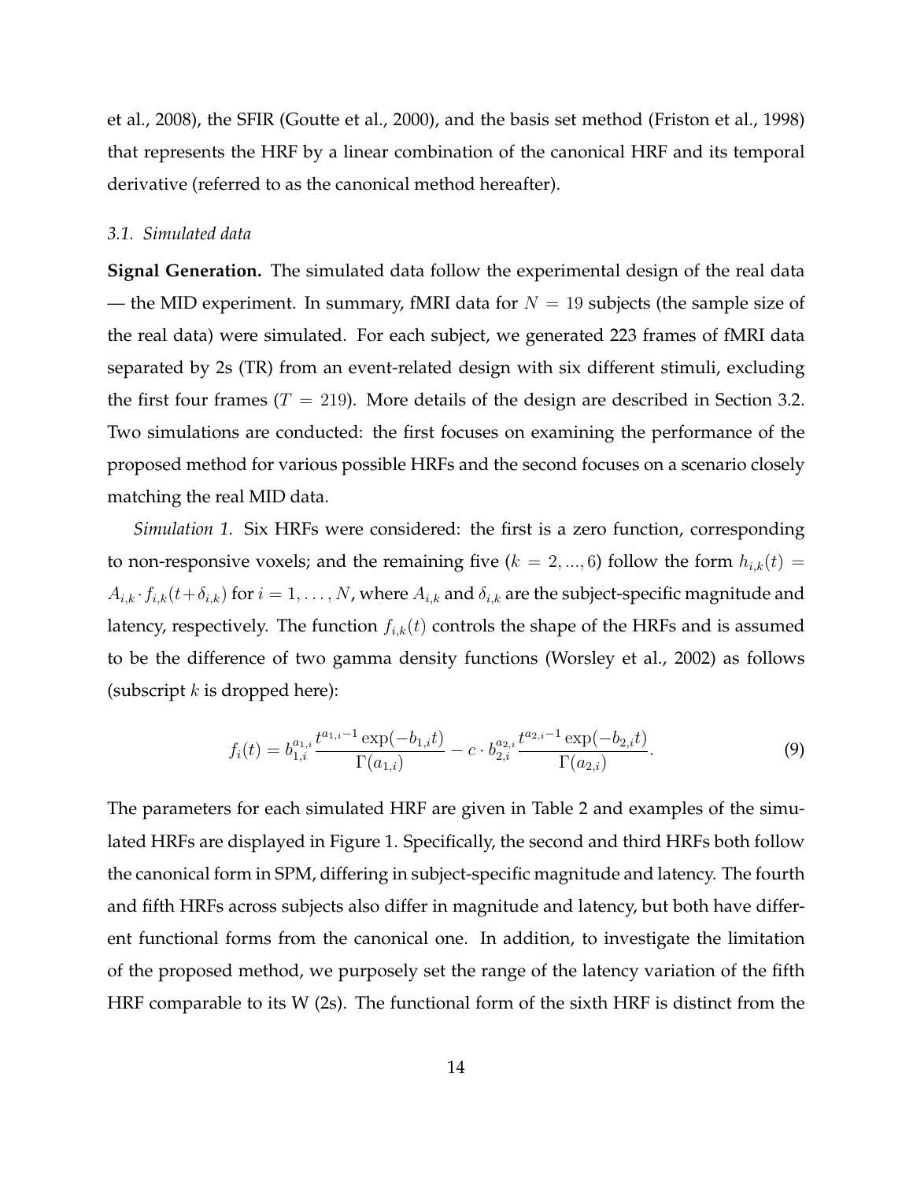et al., 2008), the SFIR (Goutte et al., 2000), and the basis set method (Friston et al., 1998) that represents the HRF by a linear combination of the canonical HRF and its temporal derivative (referred to as the canonical method hereafter).

### *3.1. Simulated data*

**Signal Generation.** The simulated data follow the experimental design of the real data — the MID experiment. In summary, fMRI data for $N = 19$ subjects (the sample size of the real data) were simulated. For each subject, we generated 223 frames of fMRI data separated by 2s (TR) from an event-related design with six different stimuli, excluding the first four frames ($T = 219$). More details of the design are described in Section 3.2. Two simulations are conducted: the first focuses on examining the performance of the proposed method for various possible HRFs and the second focuses on a scenario closely matching the real MID data.

*Simulation 1.* Six HRFs were considered: the first is a zero function, corresponding to non-responsive voxels; and the remaining five ($k = 2, ..., 6$) follow the form $h_{i,k}(t) = A_{i,k} \cdot f_{i,k}(t+\delta_{i,k})$ for $i = 1, \ldots, N$, where $A_{i,k}$ and $\delta_{i,k}$ are the subject-specific magnitude and latency, respectively. The function $f_{i,k}(t)$ controls the shape of the HRFs and is assumed to be the difference of two gamma density functions (Worsley et al., 2002) as follows (subscript $k$ is dropped here):

$$f_i(t) = b_{1,i}^{a_{1,i}} \frac{t^{a_{1,i}-1} \exp(-b_{1,i}t)}{\Gamma(a_{1,i})} - c \cdot b_{2,i}^{a_{2,i}} \frac{t^{a_{2,i}-1} \exp(-b_{2,i}t)}{\Gamma(a_{2,i})}. \tag{9}$$

The parameters for each simulated HRF are given in Table 2 and examples of the simulated HRFs are displayed in Figure 1. Specifically, the second and third HRFs both follow the canonical form in SPM, differing in subject-specific magnitude and latency. The fourth and fifth HRFs across subjects also differ in magnitude and latency, but both have different functional forms from the canonical one. In addition, to investigate the limitation of the proposed method, we purposely set the range of the latency variation of the fifth HRF comparable to its W (2s). The functional form of the sixth HRF is distinct from the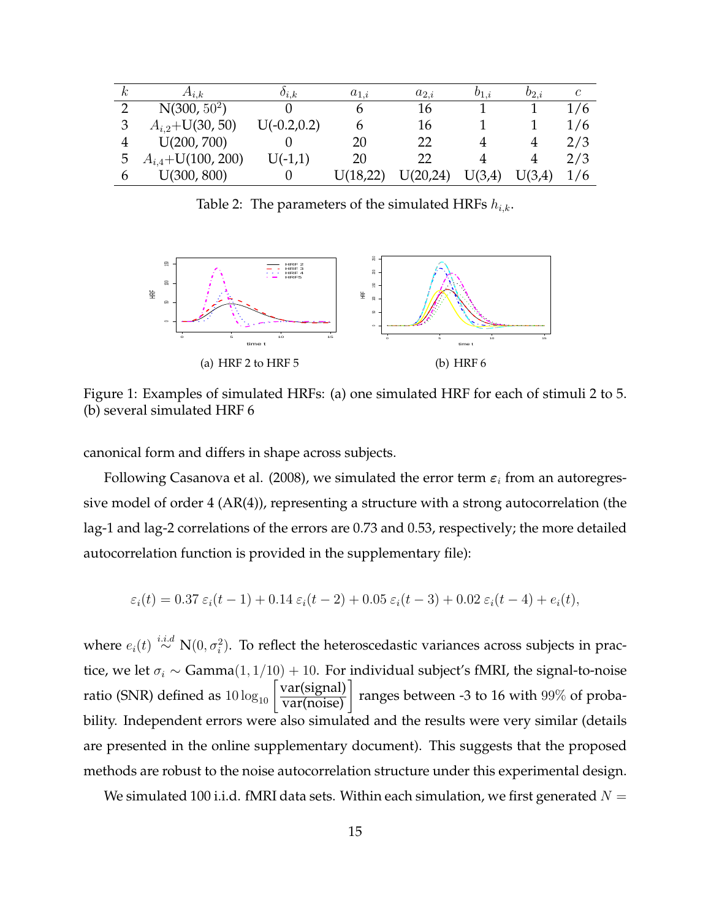| $k$ | $A_{i,k}$ | $\delta_{i,k}$ | $a_{1,i}$ | $a_{2,i}$ | $b_{1,i}$ | $b_{2,i}$ | $c$ |
|---|---|---|---|---|---|---|---|
| 2 | N(300, $50^2$) | 0 | 6 | 16 | 1 | 1 | 1/6 |
| 3 | $A_{i,2}$+U(30, 50) | U(-0.2,0.2) | 6 | 16 | 1 | 1 | 1/6 |
| 4 | U(200, 700) | 0 | 20 | 22 | 4 | 4 | 2/3 |
| 5 | $A_{i,4}$+U(100, 200) | U(-1,1) | 20 | 22 | 4 | 4 | 2/3 |
| 6 | U(300, 800) | 0 | U(18,22) | U(20,24) | U(3,4) | U(3,4) | 1/6 |

Table 2: The parameters of the simulated HRFs $h_{i,k}$.

(a) HRF 2 to HRF 5

(b) HRF 6

Figure 1: Examples of simulated HRFs: (a) one simulated HRF for each of stimuli 2 to 5. (b) several simulated HRF 6

canonical form and differs in shape across subjects.

Following Casanova et al. (2008), we simulated the error term $\boldsymbol{\varepsilon}_i$ from an autoregressive model of order 4 (AR(4)), representing a structure with a strong autocorrelation (the lag-1 and lag-2 correlations of the errors are 0.73 and 0.53, respectively; the more detailed autocorrelation function is provided in the supplementary file):

$$\varepsilon_i(t) = 0.37\,\varepsilon_i(t-1) + 0.14\,\varepsilon_i(t-2) + 0.05\,\varepsilon_i(t-3) + 0.02\,\varepsilon_i(t-4) + e_i(t),$$

where $e_i(t) \overset{i.i.d}{\sim} \mathrm{N}(0, \sigma_i^2)$. To reflect the heteroscedastic variances across subjects in practice, we let $\sigma_i \sim \mathrm{Gamma}(1, 1/10) + 10$. For individual subject's fMRI, the signal-to-noise ratio (SNR) defined as $10\log_{10}\left[\dfrac{\text{var(signal)}}{\text{var(noise)}}\right]$ ranges between -3 to 16 with $99\%$ of probability. Independent errors were also simulated and the results were very similar (details are presented in the online supplementary document). This suggests that the proposed methods are robust to the noise autocorrelation structure under this experimental design.

We simulated 100 i.i.d. fMRI data sets. Within each simulation, we first generated $N =$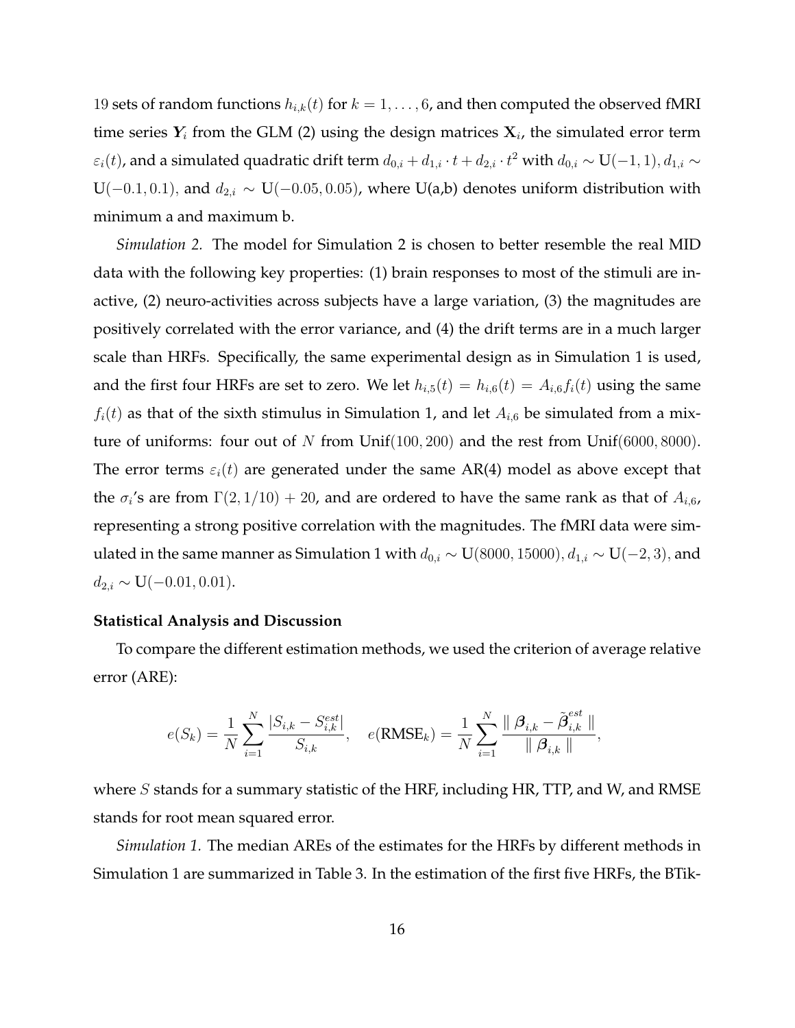19 sets of random functions $h_{i,k}(t)$ for $k = 1, \ldots, 6$, and then computed the observed fMRI time series $\boldsymbol{Y}_i$ from the GLM (2) using the design matrices $\mathbf{X}_i$, the simulated error term $\varepsilon_i(t)$, and a simulated quadratic drift term $d_{0,i} + d_{1,i} \cdot t + d_{2,i} \cdot t^2$ with $d_{0,i} \sim \mathrm{U}(-1, 1), d_{1,i} \sim \mathrm{U}(-0.1, 0.1)$, and $d_{2,i} \sim \mathrm{U}(-0.05, 0.05)$, where U(a,b) denotes uniform distribution with minimum a and maximum b.

*Simulation 2.* The model for Simulation 2 is chosen to better resemble the real MID data with the following key properties: (1) brain responses to most of the stimuli are inactive, (2) neuro-activities across subjects have a large variation, (3) the magnitudes are positively correlated with the error variance, and (4) the drift terms are in a much larger scale than HRFs. Specifically, the same experimental design as in Simulation 1 is used, and the first four HRFs are set to zero. We let $h_{i,5}(t) = h_{i,6}(t) = A_{i,6} f_i(t)$ using the same $f_i(t)$ as that of the sixth stimulus in Simulation 1, and let $A_{i,6}$ be simulated from a mixture of uniforms: four out of $N$ from $\mathrm{Unif}(100, 200)$ and the rest from $\mathrm{Unif}(6000, 8000)$. The error terms $\varepsilon_i(t)$ are generated under the same AR(4) model as above except that the $\sigma_i$'s are from $\Gamma(2, 1/10) + 20$, and are ordered to have the same rank as that of $A_{i,6}$, representing a strong positive correlation with the magnitudes. The fMRI data were simulated in the same manner as Simulation 1 with $d_{0,i} \sim \mathrm{U}(8000, 15000)$, $d_{1,i} \sim \mathrm{U}(-2, 3)$, and $d_{2,i} \sim \mathrm{U}(-0.01, 0.01)$.

**Statistical Analysis and Discussion**

To compare the different estimation methods, we used the criterion of average relative error (ARE):

$$e(S_k) = \frac{1}{N} \sum_{i=1}^{N} \frac{|S_{i,k} - S_{i,k}^{est}|}{S_{i,k}}, \quad e(\mathrm{RMSE}_k) = \frac{1}{N} \sum_{i=1}^{N} \frac{\| \boldsymbol{\beta}_{i,k} - \tilde{\boldsymbol{\beta}}_{i,k}^{est} \|}{\| \boldsymbol{\beta}_{i,k} \|},$$

where $S$ stands for a summary statistic of the HRF, including HR, TTP, and W, and RMSE stands for root mean squared error.

*Simulation 1.* The median AREs of the estimates for the HRFs by different methods in Simulation 1 are summarized in Table 3. In the estimation of the first five HRFs, the BTik-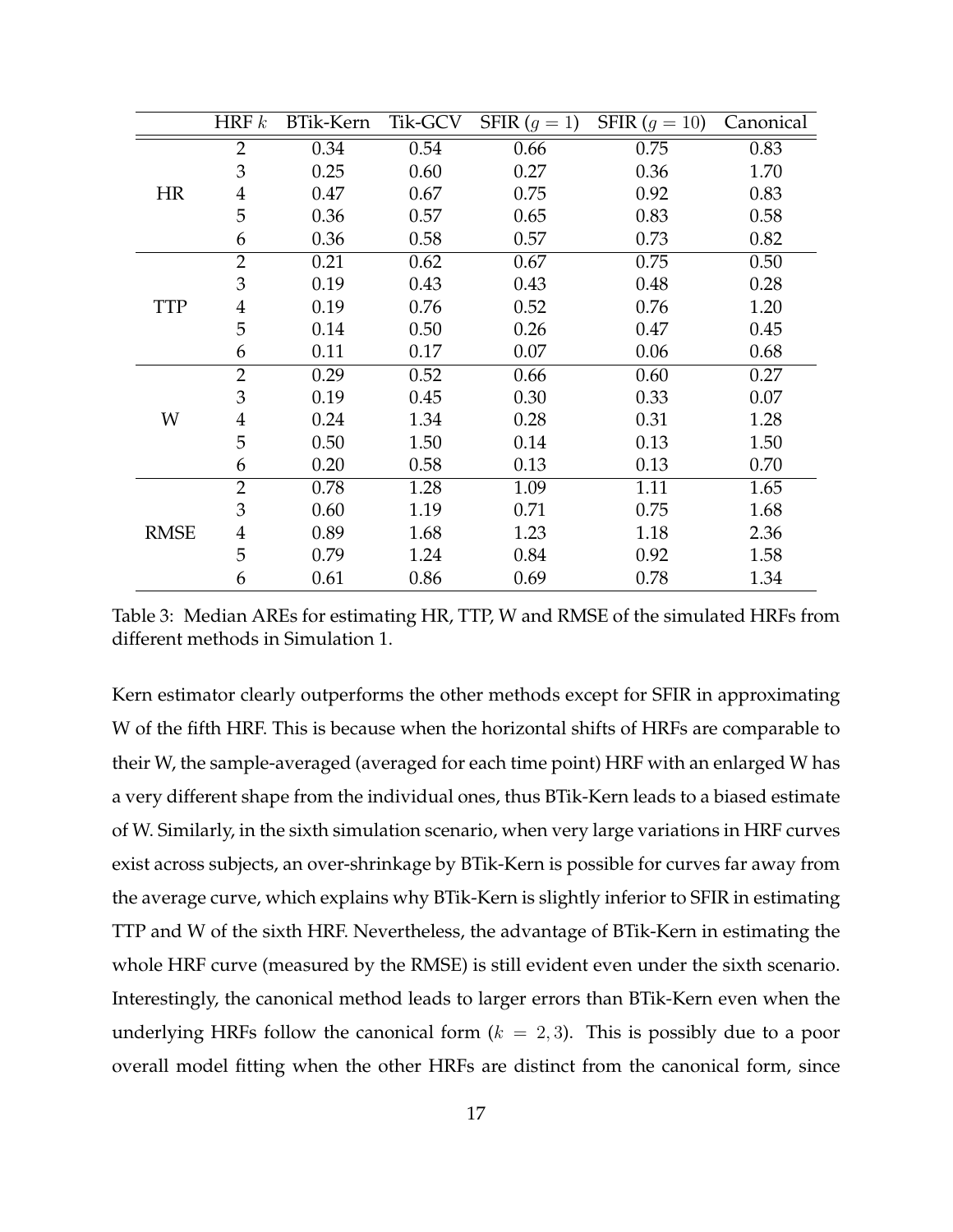|  | HRF $k$ | BTik-Kern | Tik-GCV | SFIR ($g = 1$) | SFIR ($g = 10$) | Canonical |
|---|---|---|---|---|---|---|
| HR | 2 | 0.34 | 0.54 | 0.66 | 0.75 | 0.83 |
|  | 3 | 0.25 | 0.60 | 0.27 | 0.36 | 1.70 |
|  | 4 | 0.47 | 0.67 | 0.75 | 0.92 | 0.83 |
|  | 5 | 0.36 | 0.57 | 0.65 | 0.83 | 0.58 |
|  | 6 | 0.36 | 0.58 | 0.57 | 0.73 | 0.82 |
| TTP | 2 | 0.21 | 0.62 | 0.67 | 0.75 | 0.50 |
|  | 3 | 0.19 | 0.43 | 0.43 | 0.48 | 0.28 |
|  | 4 | 0.19 | 0.76 | 0.52 | 0.76 | 1.20 |
|  | 5 | 0.14 | 0.50 | 0.26 | 0.47 | 0.45 |
|  | 6 | 0.11 | 0.17 | 0.07 | 0.06 | 0.68 |
| W | 2 | 0.29 | 0.52 | 0.66 | 0.60 | 0.27 |
|  | 3 | 0.19 | 0.45 | 0.30 | 0.33 | 0.07 |
|  | 4 | 0.24 | 1.34 | 0.28 | 0.31 | 1.28 |
|  | 5 | 0.50 | 1.50 | 0.14 | 0.13 | 1.50 |
|  | 6 | 0.20 | 0.58 | 0.13 | 0.13 | 0.70 |
| RMSE | 2 | 0.78 | 1.28 | 1.09 | 1.11 | 1.65 |
|  | 3 | 0.60 | 1.19 | 0.71 | 0.75 | 1.68 |
|  | 4 | 0.89 | 1.68 | 1.23 | 1.18 | 2.36 |
|  | 5 | 0.79 | 1.24 | 0.84 | 0.92 | 1.58 |
|  | 6 | 0.61 | 0.86 | 0.69 | 0.78 | 1.34 |

Table 3: Median AREs for estimating HR, TTP, W and RMSE of the simulated HRFs from different methods in Simulation 1.

Kern estimator clearly outperforms the other methods except for SFIR in approximating W of the fifth HRF. This is because when the horizontal shifts of HRFs are comparable to their W, the sample-averaged (averaged for each time point) HRF with an enlarged W has a very different shape from the individual ones, thus BTik-Kern leads to a biased estimate of W. Similarly, in the sixth simulation scenario, when very large variations in HRF curves exist across subjects, an over-shrinkage by BTik-Kern is possible for curves far away from the average curve, which explains why BTik-Kern is slightly inferior to SFIR in estimating TTP and W of the sixth HRF. Nevertheless, the advantage of BTik-Kern in estimating the whole HRF curve (measured by the RMSE) is still evident even under the sixth scenario. Interestingly, the canonical method leads to larger errors than BTik-Kern even when the underlying HRFs follow the canonical form ($k = 2, 3$). This is possibly due to a poor overall model fitting when the other HRFs are distinct from the canonical form, since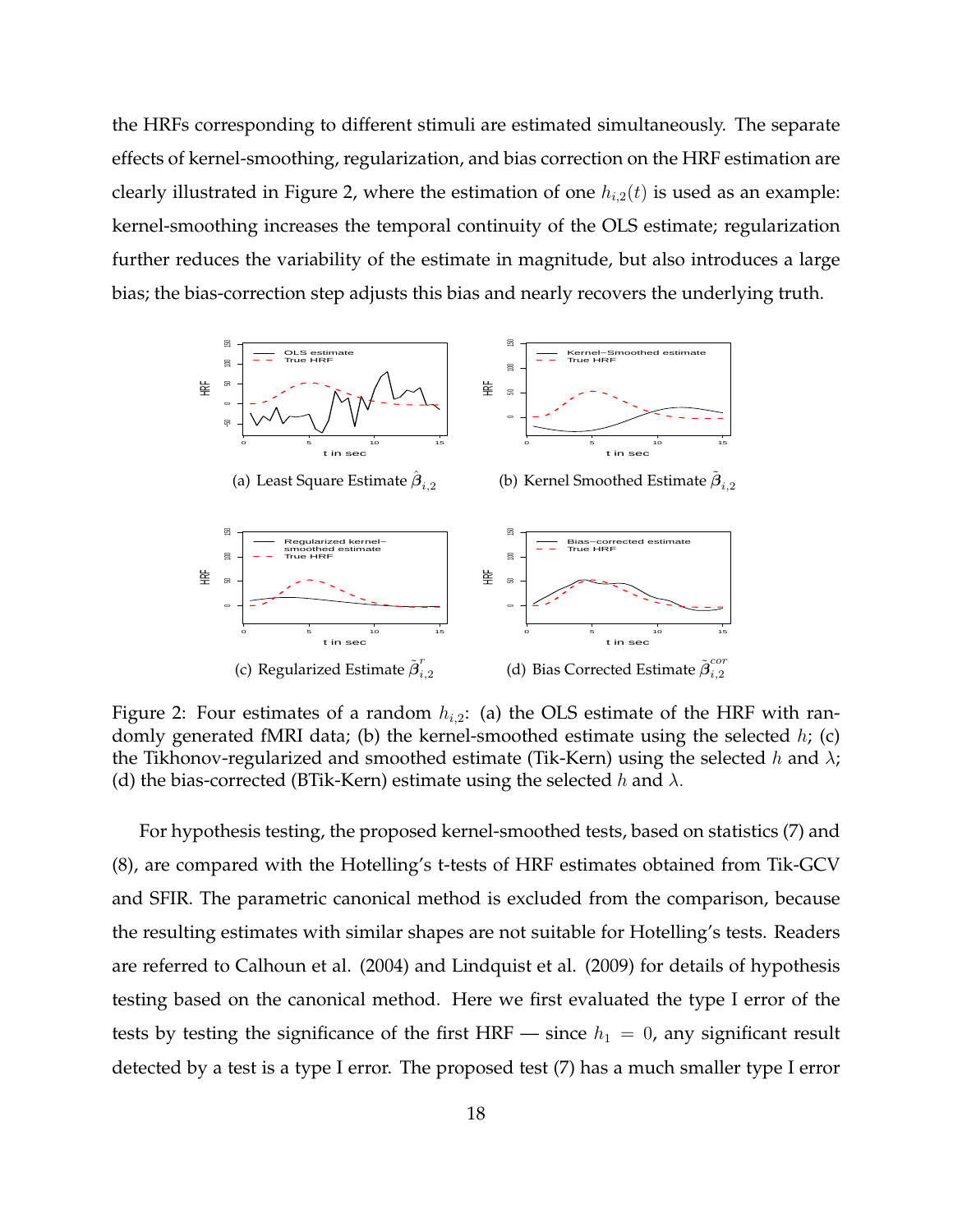the HRFs corresponding to different stimuli are estimated simultaneously. The separate effects of kernel-smoothing, regularization, and bias correction on the HRF estimation are clearly illustrated in Figure 2, where the estimation of one $h_{i,2}(t)$ is used as an example: kernel-smoothing increases the temporal continuity of the OLS estimate; regularization further reduces the variability of the estimate in magnitude, but also introduces a large bias; the bias-correction step adjusts this bias and nearly recovers the underlying truth.

(a) Least Square Estimate $\hat{\boldsymbol{\beta}}_{i,2}$

(b) Kernel Smoothed Estimate $\tilde{\boldsymbol{\beta}}_{i,2}$

(c) Regularized Estimate $\tilde{\boldsymbol{\beta}}^{r}_{i,2}$

(d) Bias Corrected Estimate $\tilde{\boldsymbol{\beta}}^{cor}_{i,2}$

Figure 2: Four estimates of a random $h_{i,2}$: (a) the OLS estimate of the HRF with randomly generated fMRI data; (b) the kernel-smoothed estimate using the selected $h$; (c) the Tikhonov-regularized and smoothed estimate (Tik-Kern) using the selected $h$ and $\lambda$; (d) the bias-corrected (BTik-Kern) estimate using the selected $h$ and $\lambda$.

For hypothesis testing, the proposed kernel-smoothed tests, based on statistics (7) and (8), are compared with the Hotelling's t-tests of HRF estimates obtained from Tik-GCV and SFIR. The parametric canonical method is excluded from the comparison, because the resulting estimates with similar shapes are not suitable for Hotelling's tests. Readers are referred to Calhoun et al. (2004) and Lindquist et al. (2009) for details of hypothesis testing based on the canonical method. Here we first evaluated the type I error of the tests by testing the significance of the first HRF — since $h_1 = 0$, any significant result detected by a test is a type I error. The proposed test (7) has a much smaller type I error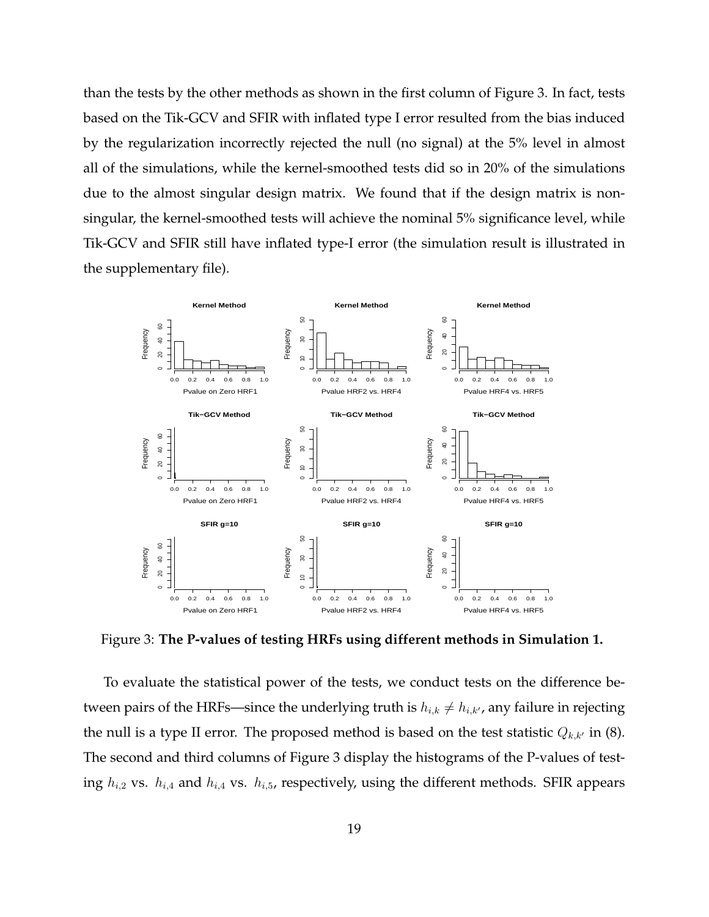than the tests by the other methods as shown in the first column of Figure 3. In fact, tests based on the Tik-GCV and SFIR with inflated type I error resulted from the bias induced by the regularization incorrectly rejected the null (no signal) at the 5% level in almost all of the simulations, while the kernel-smoothed tests did so in 20% of the simulations due to the almost singular design matrix. We found that if the design matrix is non-singular, the kernel-smoothed tests will achieve the nominal 5% significance level, while Tik-GCV and SFIR still have inflated type-I error (the simulation result is illustrated in the supplementary file).

Figure 3: **The P-values of testing HRFs using different methods in Simulation 1.**

To evaluate the statistical power of the tests, we conduct tests on the difference between pairs of the HRFs—since the underlying truth is $h_{i,k} \neq h_{i,k'}$, any failure in rejecting the null is a type II error. The proposed method is based on the test statistic $Q_{k,k'}$ in (8). The second and third columns of Figure 3 display the histograms of the P-values of testing $h_{i,2}$ vs. $h_{i,4}$ and $h_{i,4}$ vs. $h_{i,5}$, respectively, using the different methods. SFIR appears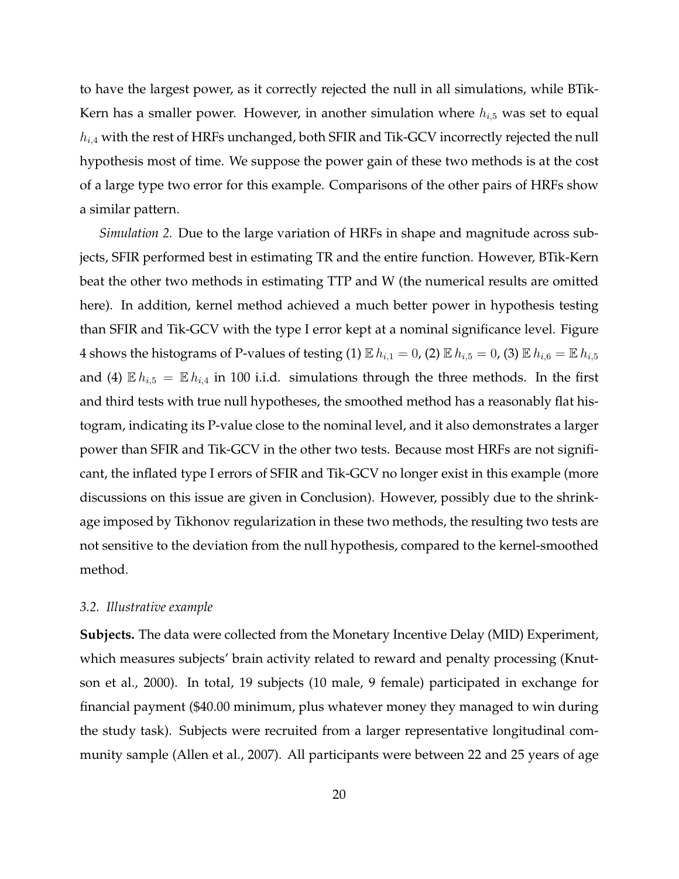to have the largest power, as it correctly rejected the null in all simulations, while BTik-Kern has a smaller power. However, in another simulation where $h_{i,5}$ was set to equal $h_{i,4}$ with the rest of HRFs unchanged, both SFIR and Tik-GCV incorrectly rejected the null hypothesis most of time. We suppose the power gain of these two methods is at the cost of a large type two error for this example. Comparisons of the other pairs of HRFs show a similar pattern.

*Simulation 2.* Due to the large variation of HRFs in shape and magnitude across subjects, SFIR performed best in estimating TR and the entire function. However, BTik-Kern beat the other two methods in estimating TTP and W (the numerical results are omitted here). In addition, kernel method achieved a much better power in hypothesis testing than SFIR and Tik-GCV with the type I error kept at a nominal significance level. Figure 4 shows the histograms of P-values of testing (1) $\mathbb{E}\, h_{i,1} = 0$, (2) $\mathbb{E}\, h_{i,5} = 0$, (3) $\mathbb{E}\, h_{i,6} = \mathbb{E}\, h_{i,5}$ and (4) $\mathbb{E}\, h_{i,5} = \mathbb{E}\, h_{i,4}$ in 100 i.i.d. simulations through the three methods. In the first and third tests with true null hypotheses, the smoothed method has a reasonably flat histogram, indicating its P-value close to the nominal level, and it also demonstrates a larger power than SFIR and Tik-GCV in the other two tests. Because most HRFs are not significant, the inflated type I errors of SFIR and Tik-GCV no longer exist in this example (more discussions on this issue are given in Conclusion). However, possibly due to the shrinkage imposed by Tikhonov regularization in these two methods, the resulting two tests are not sensitive to the deviation from the null hypothesis, compared to the kernel-smoothed method.

### *3.2. Illustrative example*

**Subjects.** The data were collected from the Monetary Incentive Delay (MID) Experiment, which measures subjects' brain activity related to reward and penalty processing (Knutson et al., 2000). In total, 19 subjects (10 male, 9 female) participated in exchange for financial payment ($40.00 minimum, plus whatever money they managed to win during the study task). Subjects were recruited from a larger representative longitudinal community sample (Allen et al., 2007). All participants were between 22 and 25 years of age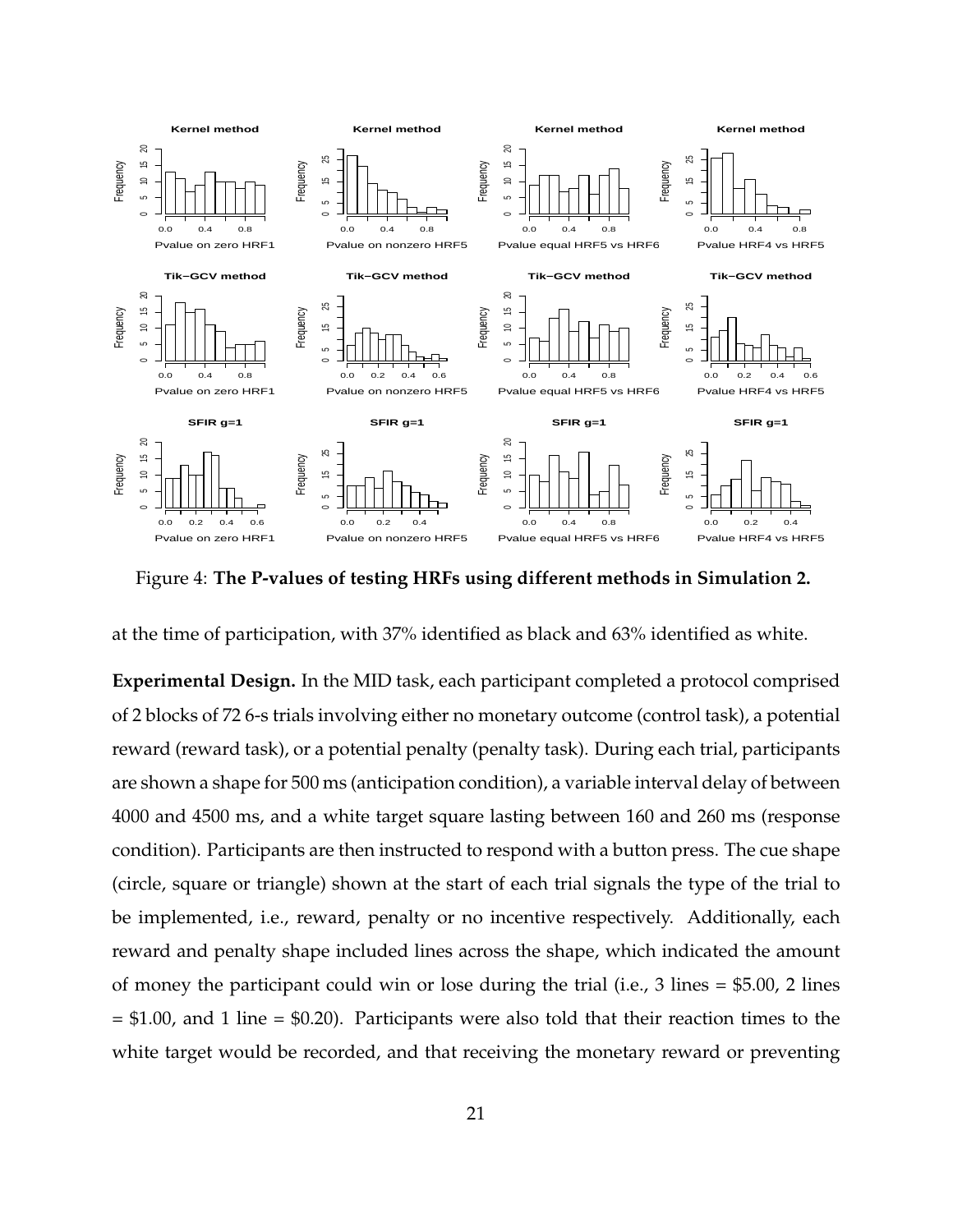Figure 4: **The P-values of testing HRFs using different methods in Simulation 2.**

at the time of participation, with 37% identified as black and 63% identified as white.

**Experimental Design.** In the MID task, each participant completed a protocol comprised of 2 blocks of 72 6-s trials involving either no monetary outcome (control task), a potential reward (reward task), or a potential penalty (penalty task). During each trial, participants are shown a shape for 500 ms (anticipation condition), a variable interval delay of between 4000 and 4500 ms, and a white target square lasting between 160 and 260 ms (response condition). Participants are then instructed to respond with a button press. The cue shape (circle, square or triangle) shown at the start of each trial signals the type of the trial to be implemented, i.e., reward, penalty or no incentive respectively. Additionally, each reward and penalty shape included lines across the shape, which indicated the amount of money the participant could win or lose during the trial (i.e., 3 lines = $5.00, 2 lines = $1.00, and 1 line = $0.20). Participants were also told that their reaction times to the white target would be recorded, and that receiving the monetary reward or preventing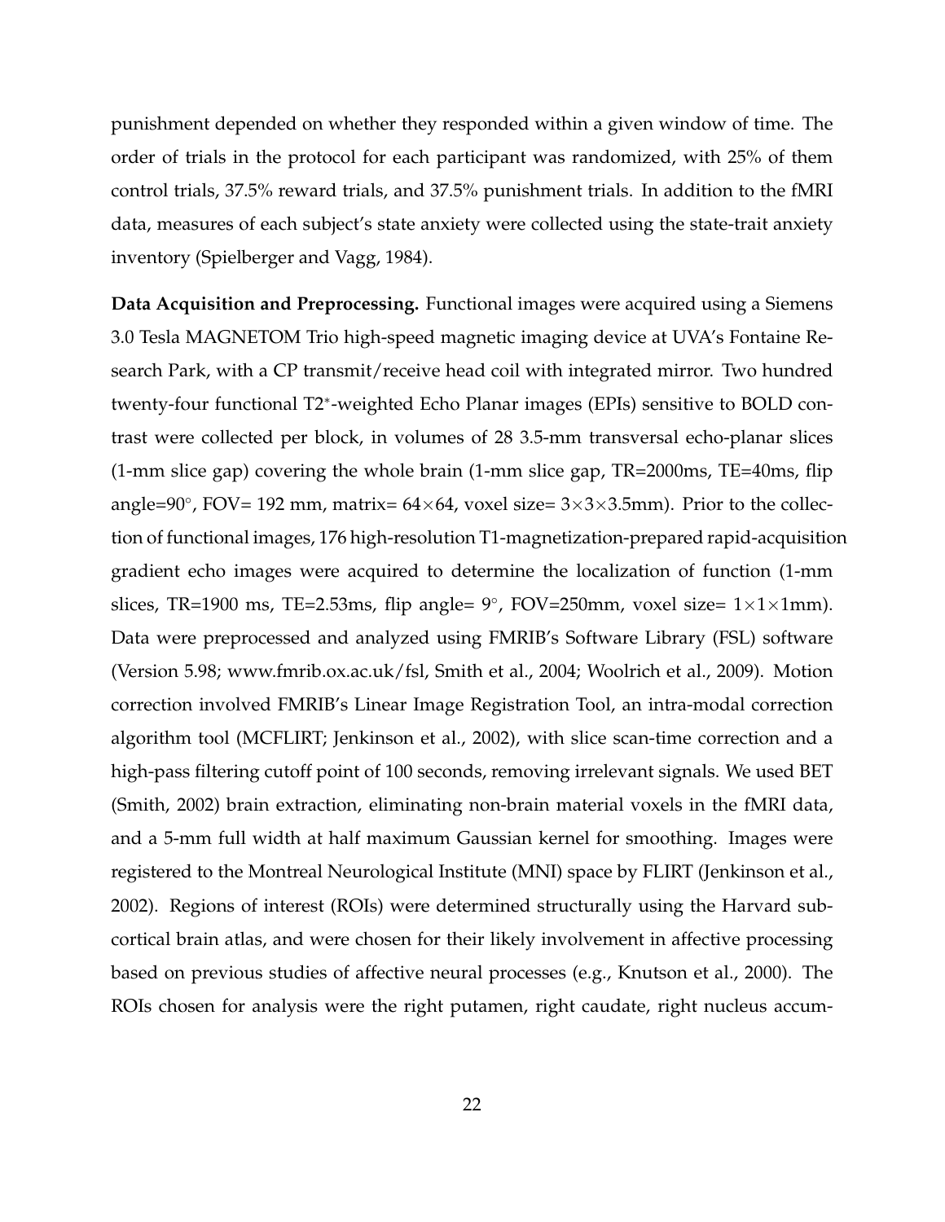punishment depended on whether they responded within a given window of time. The order of trials in the protocol for each participant was randomized, with 25% of them control trials, 37.5% reward trials, and 37.5% punishment trials. In addition to the fMRI data, measures of each subject's state anxiety were collected using the state-trait anxiety inventory (Spielberger and Vagg, 1984).

**Data Acquisition and Preprocessing.** Functional images were acquired using a Siemens 3.0 Tesla MAGNETOM Trio high-speed magnetic imaging device at UVA's Fontaine Research Park, with a CP transmit/receive head coil with integrated mirror. Two hundred twenty-four functional T2$^*$-weighted Echo Planar images (EPIs) sensitive to BOLD contrast were collected per block, in volumes of 28 3.5-mm transversal echo-planar slices (1-mm slice gap) covering the whole brain (1-mm slice gap, TR=2000ms, TE=40ms, flip angle=90°, FOV= 192 mm, matrix= $64\times64$, voxel size= $3\times3\times3.5$mm). Prior to the collection of functional images, 176 high-resolution T1-magnetization-prepared rapid-acquisition gradient echo images were acquired to determine the localization of function (1-mm slices, TR=1900 ms, TE=2.53ms, flip angle= 9°, FOV=250mm, voxel size= $1\times1\times1$mm). Data were preprocessed and analyzed using FMRIB's Software Library (FSL) software (Version 5.98; www.fmrib.ox.ac.uk/fsl, Smith et al., 2004; Woolrich et al., 2009). Motion correction involved FMRIB's Linear Image Registration Tool, an intra-modal correction algorithm tool (MCFLIRT; Jenkinson et al., 2002), with slice scan-time correction and a high-pass filtering cutoff point of 100 seconds, removing irrelevant signals. We used BET (Smith, 2002) brain extraction, eliminating non-brain material voxels in the fMRI data, and a 5-mm full width at half maximum Gaussian kernel for smoothing. Images were registered to the Montreal Neurological Institute (MNI) space by FLIRT (Jenkinson et al., 2002). Regions of interest (ROIs) were determined structurally using the Harvard subcortical brain atlas, and were chosen for their likely involvement in affective processing based on previous studies of affective neural processes (e.g., Knutson et al., 2000). The ROIs chosen for analysis were the right putamen, right caudate, right nucleus accum-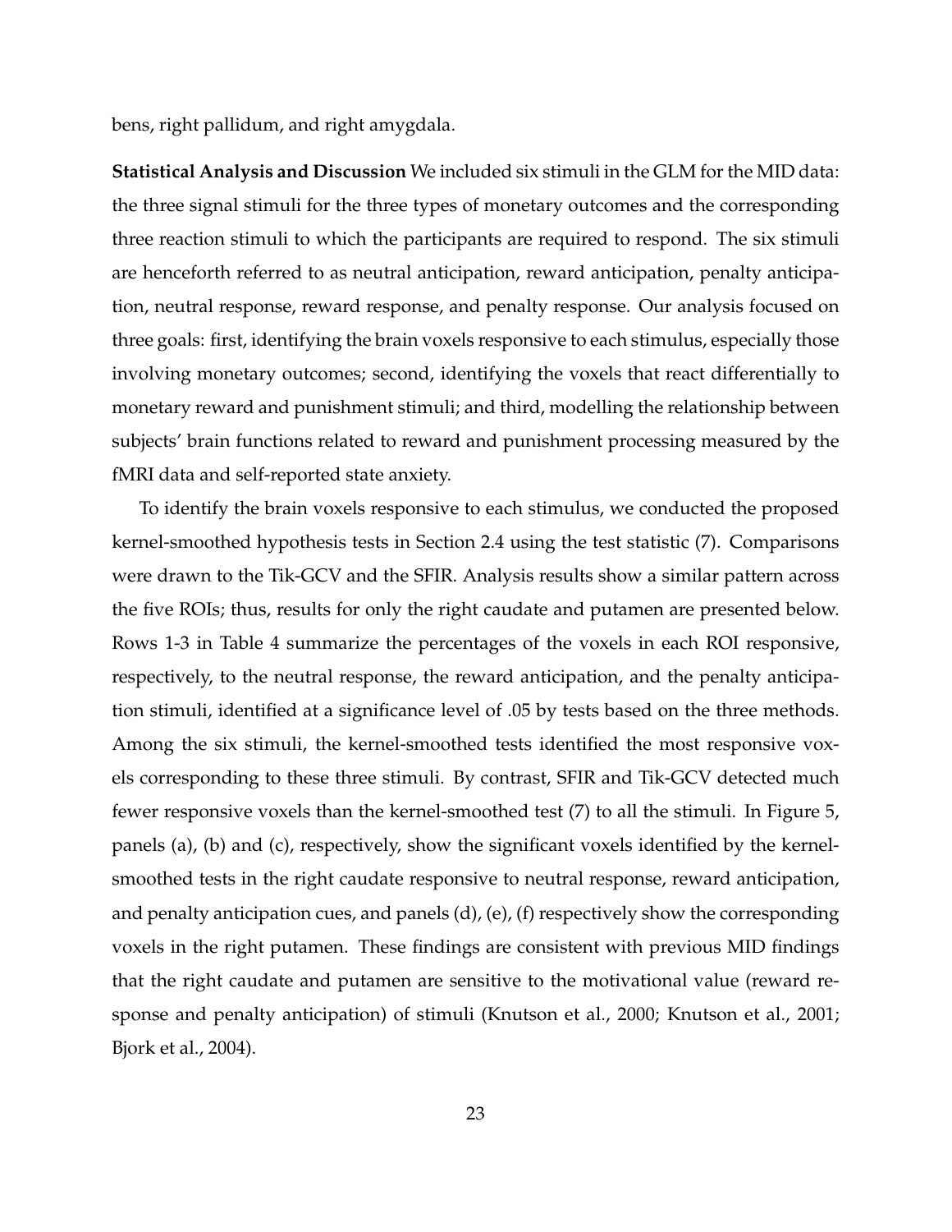bens, right pallidum, and right amygdala.

**Statistical Analysis and Discussion** We included six stimuli in the GLM for the MID data: the three signal stimuli for the three types of monetary outcomes and the corresponding three reaction stimuli to which the participants are required to respond. The six stimuli are henceforth referred to as neutral anticipation, reward anticipation, penalty anticipation, neutral response, reward response, and penalty response. Our analysis focused on three goals: first, identifying the brain voxels responsive to each stimulus, especially those involving monetary outcomes; second, identifying the voxels that react differentially to monetary reward and punishment stimuli; and third, modelling the relationship between subjects' brain functions related to reward and punishment processing measured by the fMRI data and self-reported state anxiety.

To identify the brain voxels responsive to each stimulus, we conducted the proposed kernel-smoothed hypothesis tests in Section 2.4 using the test statistic (7). Comparisons were drawn to the Tik-GCV and the SFIR. Analysis results show a similar pattern across the five ROIs; thus, results for only the right caudate and putamen are presented below. Rows 1-3 in Table 4 summarize the percentages of the voxels in each ROI responsive, respectively, to the neutral response, the reward anticipation, and the penalty anticipation stimuli, identified at a significance level of .05 by tests based on the three methods. Among the six stimuli, the kernel-smoothed tests identified the most responsive voxels corresponding to these three stimuli. By contrast, SFIR and Tik-GCV detected much fewer responsive voxels than the kernel-smoothed test (7) to all the stimuli. In Figure 5, panels (a), (b) and (c), respectively, show the significant voxels identified by the kernel-smoothed tests in the right caudate responsive to neutral response, reward anticipation, and penalty anticipation cues, and panels (d), (e), (f) respectively show the corresponding voxels in the right putamen. These findings are consistent with previous MID findings that the right caudate and putamen are sensitive to the motivational value (reward response and penalty anticipation) of stimuli (Knutson et al., 2000; Knutson et al., 2001; Bjork et al., 2004).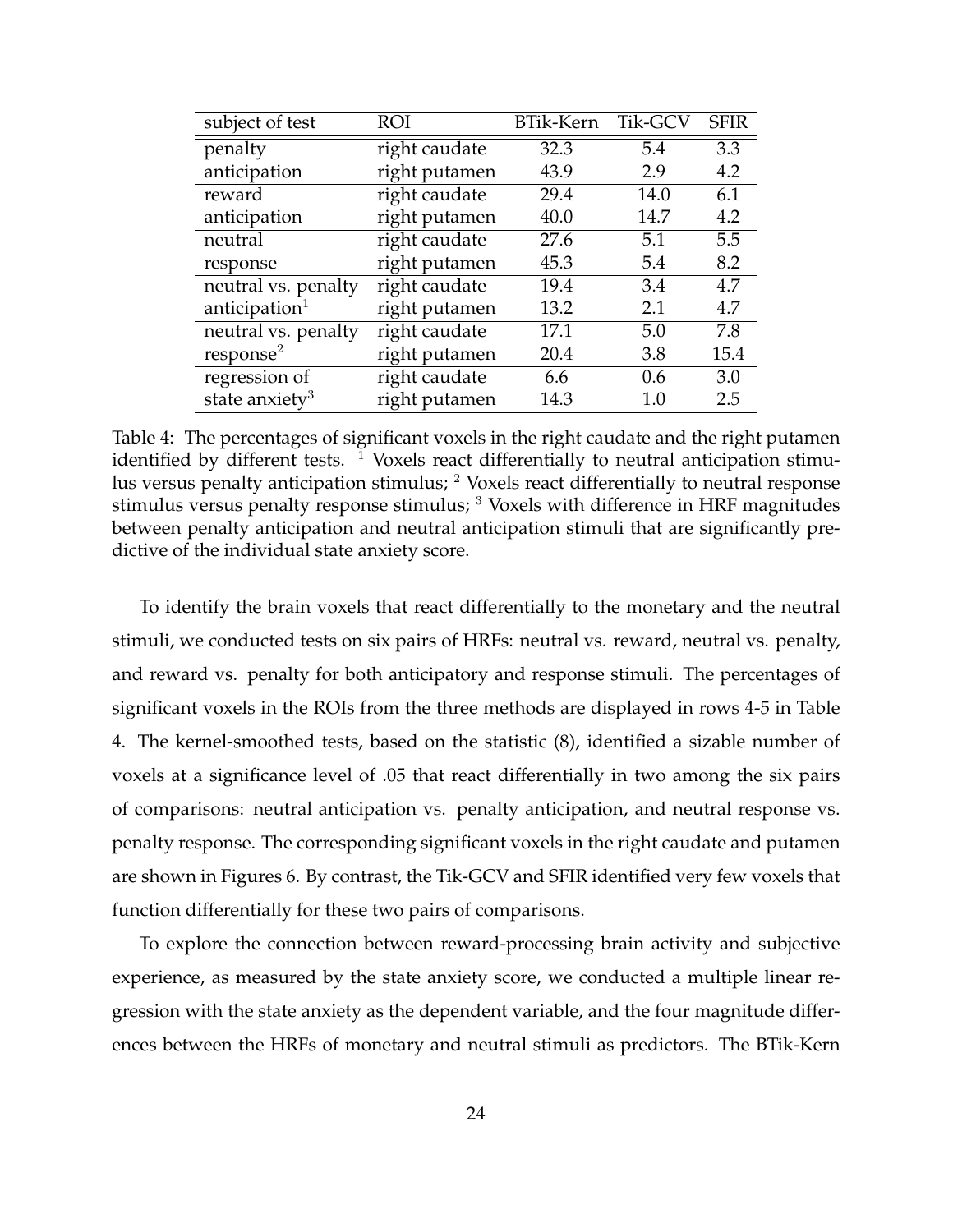| subject of test | ROI | BTik-Kern | Tik-GCV | SFIR |
|---|---|---|---|---|
| penalty | right caudate | 32.3 | 5.4 | 3.3 |
| anticipation | right putamen | 43.9 | 2.9 | 4.2 |
| reward | right caudate | 29.4 | 14.0 | 6.1 |
| anticipation | right putamen | 40.0 | 14.7 | 4.2 |
| neutral | right caudate | 27.6 | 5.1 | 5.5 |
| response | right putamen | 45.3 | 5.4 | 8.2 |
| neutral vs. penalty | right caudate | 19.4 | 3.4 | 4.7 |
| anticipation[1] | right putamen | 13.2 | 2.1 | 4.7 |
| neutral vs. penalty | right caudate | 17.1 | 5.0 | 7.8 |
| response[2] | right putamen | 20.4 | 3.8 | 15.4 |
| regression of | right caudate | 6.6 | 0.6 | 3.0 |
| state anxiety[3] | right putamen | 14.3 | 1.0 | 2.5 |

Table 4: The percentages of significant voxels in the right caudate and the right putamen identified by different tests. [1] Voxels react differentially to neutral anticipation stimulus versus penalty anticipation stimulus; [2] Voxels react differentially to neutral response stimulus versus penalty response stimulus; [3] Voxels with difference in HRF magnitudes between penalty anticipation and neutral anticipation stimuli that are significantly predictive of the individual state anxiety score.

To identify the brain voxels that react differentially to the monetary and the neutral stimuli, we conducted tests on six pairs of HRFs: neutral vs. reward, neutral vs. penalty, and reward vs. penalty for both anticipatory and response stimuli. The percentages of significant voxels in the ROIs from the three methods are displayed in rows 4-5 in Table 4. The kernel-smoothed tests, based on the statistic (8), identified a sizable number of voxels at a significance level of .05 that react differentially in two among the six pairs of comparisons: neutral anticipation vs. penalty anticipation, and neutral response vs. penalty response. The corresponding significant voxels in the right caudate and putamen are shown in Figures 6. By contrast, the Tik-GCV and SFIR identified very few voxels that function differentially for these two pairs of comparisons.

To explore the connection between reward-processing brain activity and subjective experience, as measured by the state anxiety score, we conducted a multiple linear regression with the state anxiety as the dependent variable, and the four magnitude differences between the HRFs of monetary and neutral stimuli as predictors. The BTik-Kern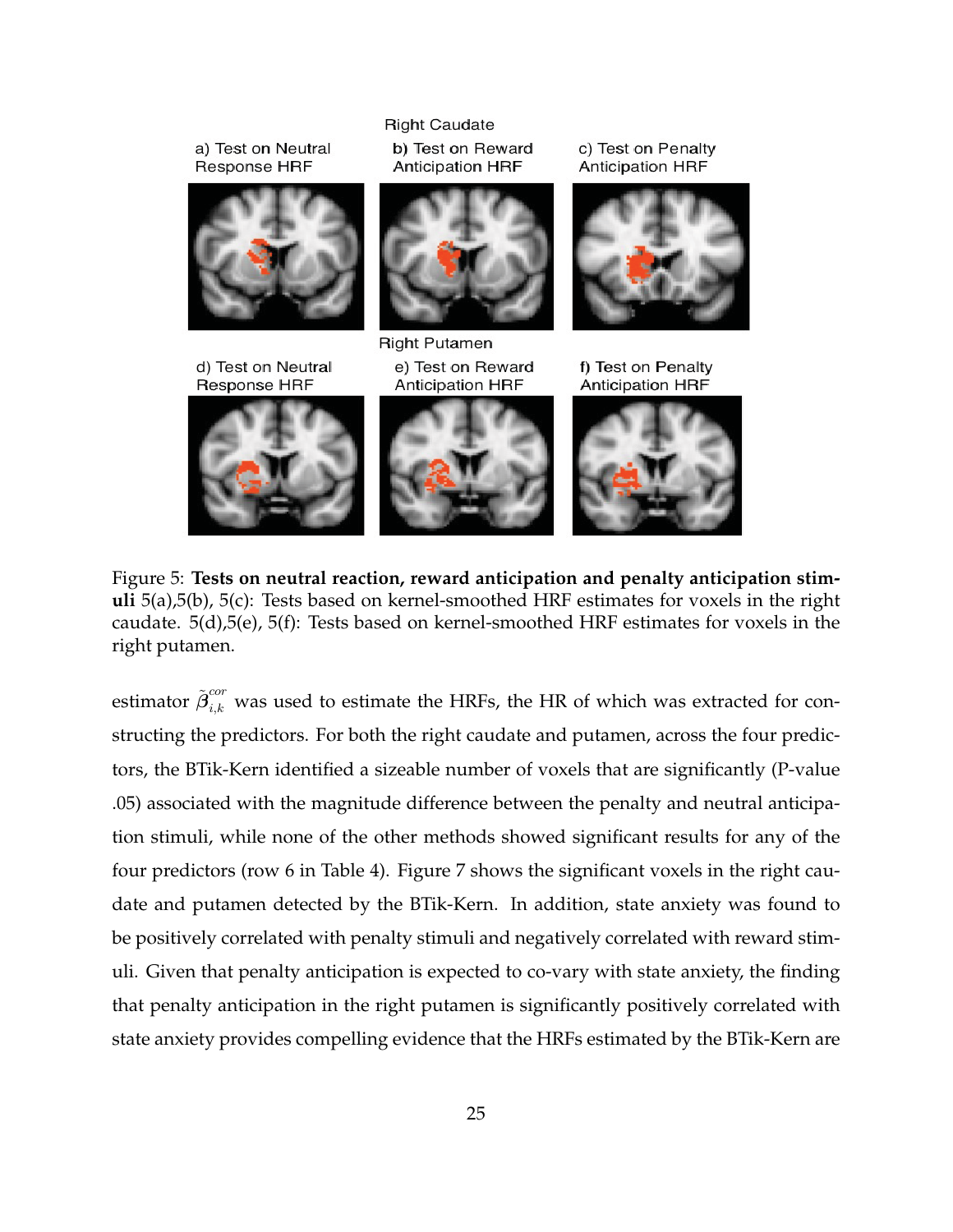Figure 5: **Tests on neutral reaction, reward anticipation and penalty anticipation stimuli** 5(a),5(b), 5(c): Tests based on kernel-smoothed HRF estimates for voxels in the right caudate. 5(d),5(e), 5(f): Tests based on kernel-smoothed HRF estimates for voxels in the right putamen.

estimator $\tilde{\beta}_{i,k}^{cor}$ was used to estimate the HRFs, the HR of which was extracted for constructing the predictors. For both the right caudate and putamen, across the four predictors, the BTik-Kern identified a sizeable number of voxels that are significantly (P-value .05) associated with the magnitude difference between the penalty and neutral anticipation stimuli, while none of the other methods showed significant results for any of the four predictors (row 6 in Table 4). Figure 7 shows the significant voxels in the right caudate and putamen detected by the BTik-Kern. In addition, state anxiety was found to be positively correlated with penalty stimuli and negatively correlated with reward stimuli. Given that penalty anticipation is expected to co-vary with state anxiety, the finding that penalty anticipation in the right putamen is significantly positively correlated with state anxiety provides compelling evidence that the HRFs estimated by the BTik-Kern are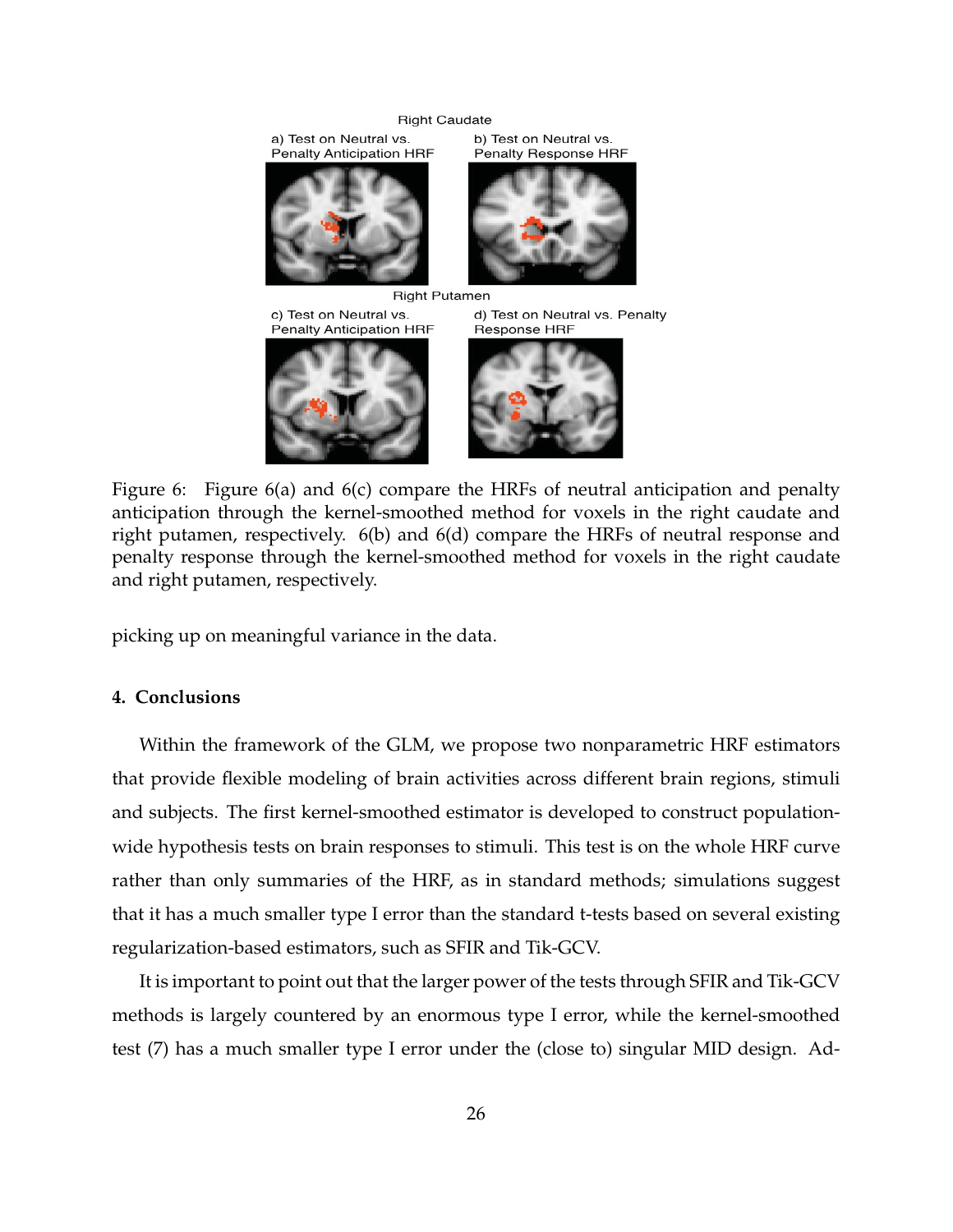Right Caudate

a) Test on Neutral vs. Penalty Anticipation HRF

b) Test on Neutral vs. Penalty Response HRF

Right Putamen

c) Test on Neutral vs. Penalty Anticipation HRF

d) Test on Neutral vs. Penalty Response HRF

Figure 6: Figure 6(a) and 6(c) compare the HRFs of neutral anticipation and penalty anticipation through the kernel-smoothed method for voxels in the right caudate and right putamen, respectively. 6(b) and 6(d) compare the HRFs of neutral response and penalty response through the kernel-smoothed method for voxels in the right caudate and right putamen, respectively.

picking up on meaningful variance in the data.

## 4. Conclusions

Within the framework of the GLM, we propose two nonparametric HRF estimators that provide flexible modeling of brain activities across different brain regions, stimuli and subjects. The first kernel-smoothed estimator is developed to construct population-wide hypothesis tests on brain responses to stimuli. This test is on the whole HRF curve rather than only summaries of the HRF, as in standard methods; simulations suggest that it has a much smaller type I error than the standard t-tests based on several existing regularization-based estimators, such as SFIR and Tik-GCV.

It is important to point out that the larger power of the tests through SFIR and Tik-GCV methods is largely countered by an enormous type I error, while the kernel-smoothed test (7) has a much smaller type I error under the (close to) singular MID design. Ad-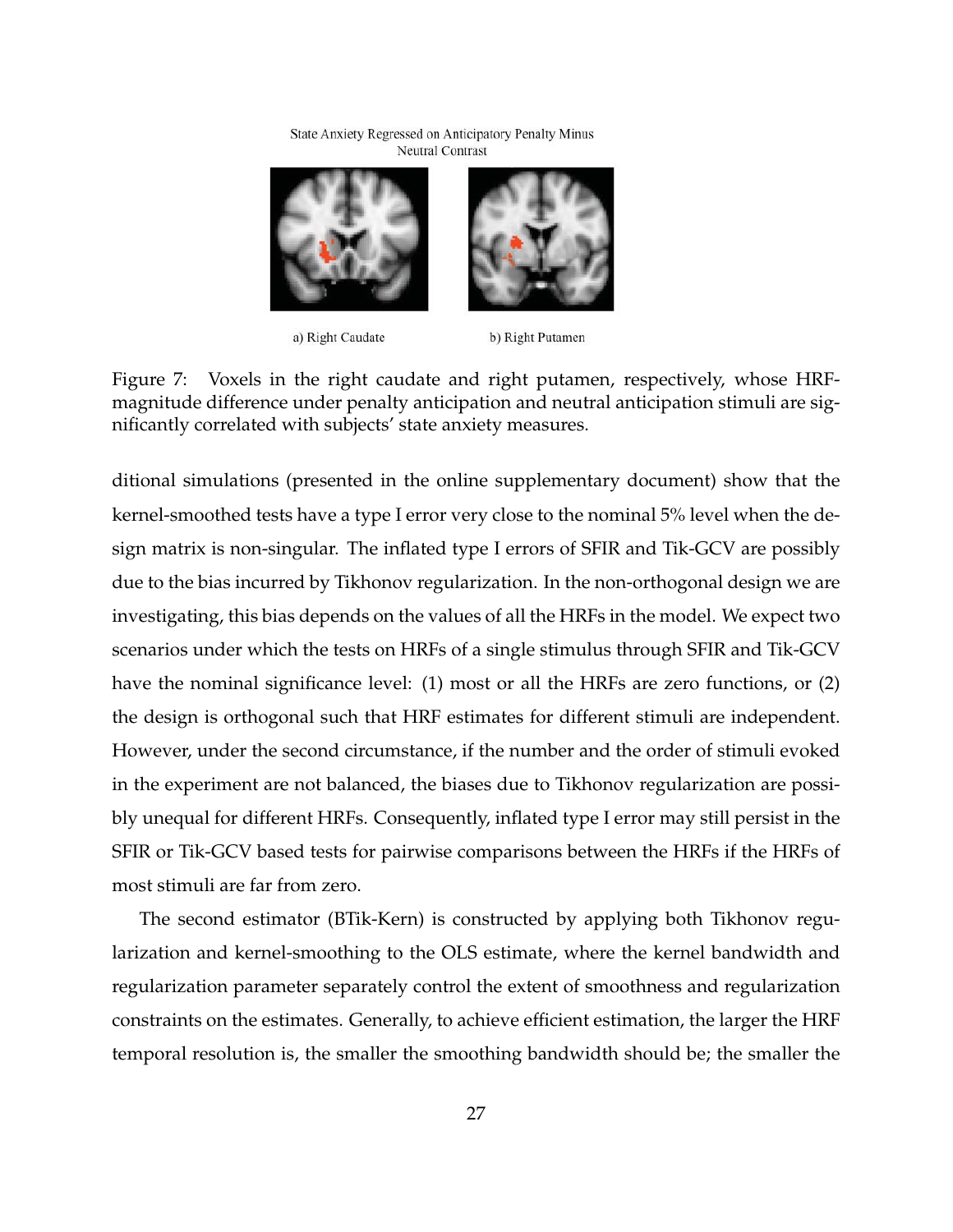State Anxiety Regressed on Anticipatory Penalty Minus Neutral Contrast

a) Right Caudate

b) Right Putamen

Figure 7: Voxels in the right caudate and right putamen, respectively, whose HRF-magnitude difference under penalty anticipation and neutral anticipation stimuli are significantly correlated with subjects' state anxiety measures.

ditional simulations (presented in the online supplementary document) show that the kernel-smoothed tests have a type I error very close to the nominal 5% level when the design matrix is non-singular. The inflated type I errors of SFIR and Tik-GCV are possibly due to the bias incurred by Tikhonov regularization. In the non-orthogonal design we are investigating, this bias depends on the values of all the HRFs in the model. We expect two scenarios under which the tests on HRFs of a single stimulus through SFIR and Tik-GCV have the nominal significance level: (1) most or all the HRFs are zero functions, or (2) the design is orthogonal such that HRF estimates for different stimuli are independent. However, under the second circumstance, if the number and the order of stimuli evoked in the experiment are not balanced, the biases due to Tikhonov regularization are possibly unequal for different HRFs. Consequently, inflated type I error may still persist in the SFIR or Tik-GCV based tests for pairwise comparisons between the HRFs if the HRFs of most stimuli are far from zero.

The second estimator (BTik-Kern) is constructed by applying both Tikhonov regularization and kernel-smoothing to the OLS estimate, where the kernel bandwidth and regularization parameter separately control the extent of smoothness and regularization constraints on the estimates. Generally, to achieve efficient estimation, the larger the HRF temporal resolution is, the smaller the smoothing bandwidth should be; the smaller the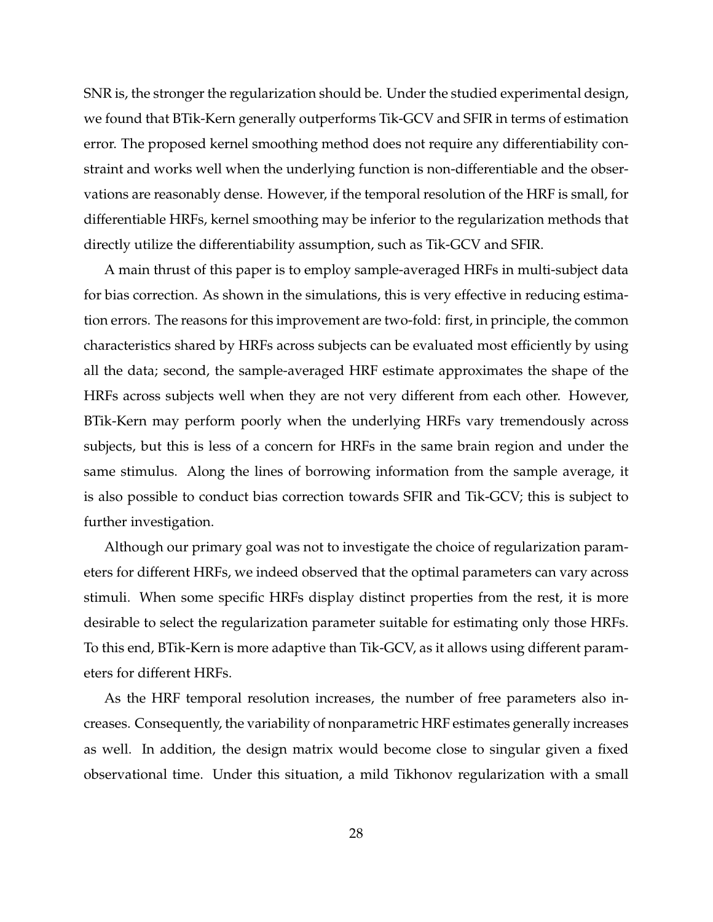SNR is, the stronger the regularization should be. Under the studied experimental design, we found that BTik-Kern generally outperforms Tik-GCV and SFIR in terms of estimation error. The proposed kernel smoothing method does not require any differentiability constraint and works well when the underlying function is non-differentiable and the observations are reasonably dense. However, if the temporal resolution of the HRF is small, for differentiable HRFs, kernel smoothing may be inferior to the regularization methods that directly utilize the differentiability assumption, such as Tik-GCV and SFIR.

A main thrust of this paper is to employ sample-averaged HRFs in multi-subject data for bias correction. As shown in the simulations, this is very effective in reducing estimation errors. The reasons for this improvement are two-fold: first, in principle, the common characteristics shared by HRFs across subjects can be evaluated most efficiently by using all the data; second, the sample-averaged HRF estimate approximates the shape of the HRFs across subjects well when they are not very different from each other. However, BTik-Kern may perform poorly when the underlying HRFs vary tremendously across subjects, but this is less of a concern for HRFs in the same brain region and under the same stimulus. Along the lines of borrowing information from the sample average, it is also possible to conduct bias correction towards SFIR and Tik-GCV; this is subject to further investigation.

Although our primary goal was not to investigate the choice of regularization parameters for different HRFs, we indeed observed that the optimal parameters can vary across stimuli. When some specific HRFs display distinct properties from the rest, it is more desirable to select the regularization parameter suitable for estimating only those HRFs. To this end, BTik-Kern is more adaptive than Tik-GCV, as it allows using different parameters for different HRFs.

As the HRF temporal resolution increases, the number of free parameters also increases. Consequently, the variability of nonparametric HRF estimates generally increases as well. In addition, the design matrix would become close to singular given a fixed observational time. Under this situation, a mild Tikhonov regularization with a small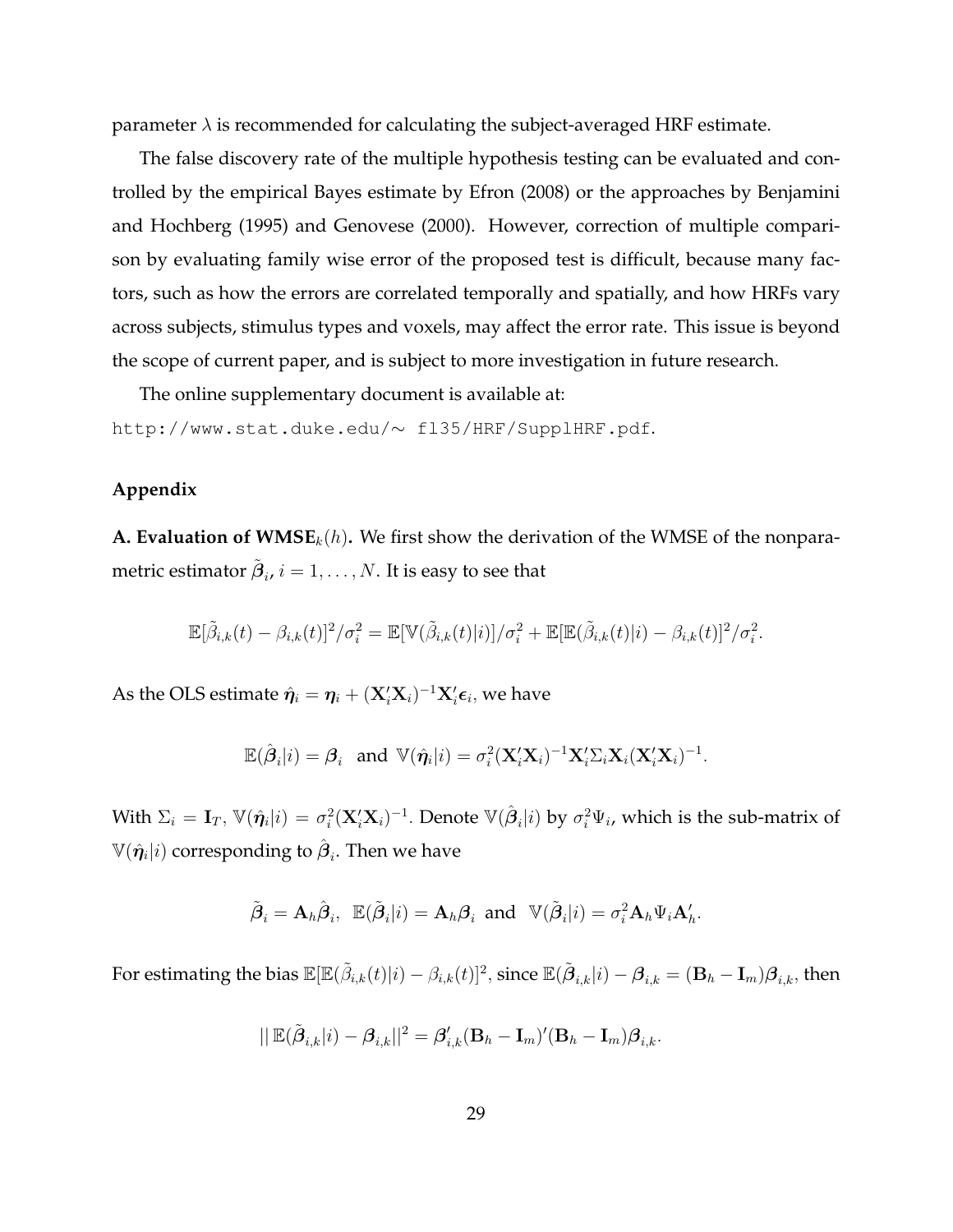parameter $\lambda$ is recommended for calculating the subject-averaged HRF estimate.

The false discovery rate of the multiple hypothesis testing can be evaluated and controlled by the empirical Bayes estimate by Efron (2008) or the approaches by Benjamini and Hochberg (1995) and Genovese (2000). However, correction of multiple comparison by evaluating family wise error of the proposed test is difficult, because many factors, such as how the errors are correlated temporally and spatially, and how HRFs vary across subjects, stimulus types and voxels, may affect the error rate. This issue is beyond the scope of current paper, and is subject to more investigation in future research.

The online supplementary document is available at:
`http://www.stat.duke.edu/∼ fl35/HRF/SupplHRF.pdf`.

### Appendix

**A. Evaluation of WMSE$_k(h)$.** We first show the derivation of the WMSE of the nonparametric estimator $\tilde{\boldsymbol{\beta}}_i$, $i = 1, \ldots, N$. It is easy to see that

$$\mathbb{E}[\tilde{\beta}_{i,k}(t) - \beta_{i,k}(t)]^2/\sigma_i^2 = \mathbb{E}[\mathbb{V}(\tilde{\beta}_{i,k}(t)|i)]/\sigma_i^2 + \mathbb{E}[\mathbb{E}(\tilde{\beta}_{i,k}(t)|i) - \beta_{i,k}(t)]^2/\sigma_i^2.$$

As the OLS estimate $\hat{\boldsymbol{\eta}}_i = \boldsymbol{\eta}_i + (\mathbf{X}_i'\mathbf{X}_i)^{-1}\mathbf{X}_i'\boldsymbol{\epsilon}_i$, we have

$$\mathbb{E}(\hat{\boldsymbol{\beta}}_i|i) = \boldsymbol{\beta}_i \quad \text{and} \quad \mathbb{V}(\hat{\boldsymbol{\eta}}_i|i) = \sigma_i^2(\mathbf{X}_i'\mathbf{X}_i)^{-1}\mathbf{X}_i'\Sigma_i\mathbf{X}_i(\mathbf{X}_i'\mathbf{X}_i)^{-1}.$$

With $\Sigma_i = \mathbf{I}_T$, $\mathbb{V}(\hat{\boldsymbol{\eta}}_i|i) = \sigma_i^2(\mathbf{X}_i'\mathbf{X}_i)^{-1}$. Denote $\mathbb{V}(\hat{\boldsymbol{\beta}}_i|i)$ by $\sigma_i^2\Psi_i$, which is the sub-matrix of $\mathbb{V}(\hat{\boldsymbol{\eta}}_i|i)$ corresponding to $\hat{\boldsymbol{\beta}}_i$. Then we have

$$\tilde{\boldsymbol{\beta}}_i = \mathbf{A}_h\hat{\boldsymbol{\beta}}_i, \;\; \mathbb{E}(\tilde{\boldsymbol{\beta}}_i|i) = \mathbf{A}_h\boldsymbol{\beta}_i \;\; \text{and} \;\; \mathbb{V}(\tilde{\boldsymbol{\beta}}_i|i) = \sigma_i^2\mathbf{A}_h\Psi_i\mathbf{A}_h'.$$

For estimating the bias $\mathbb{E}[\mathbb{E}(\tilde{\beta}_{i,k}(t)|i) - \beta_{i,k}(t)]^2$, since $\mathbb{E}(\tilde{\boldsymbol{\beta}}_{i,k}|i) - \boldsymbol{\beta}_{i,k} = (\mathbf{B}_h - \mathbf{I}_m)\boldsymbol{\beta}_{i,k}$, then

$$||\,\mathbb{E}(\tilde{\boldsymbol{\beta}}_{i,k}|i) - \boldsymbol{\beta}_{i,k}||^2 = \boldsymbol{\beta}_{i,k}'(\mathbf{B}_h - \mathbf{I}_m)'(\mathbf{B}_h - \mathbf{I}_m)\boldsymbol{\beta}_{i,k}.$$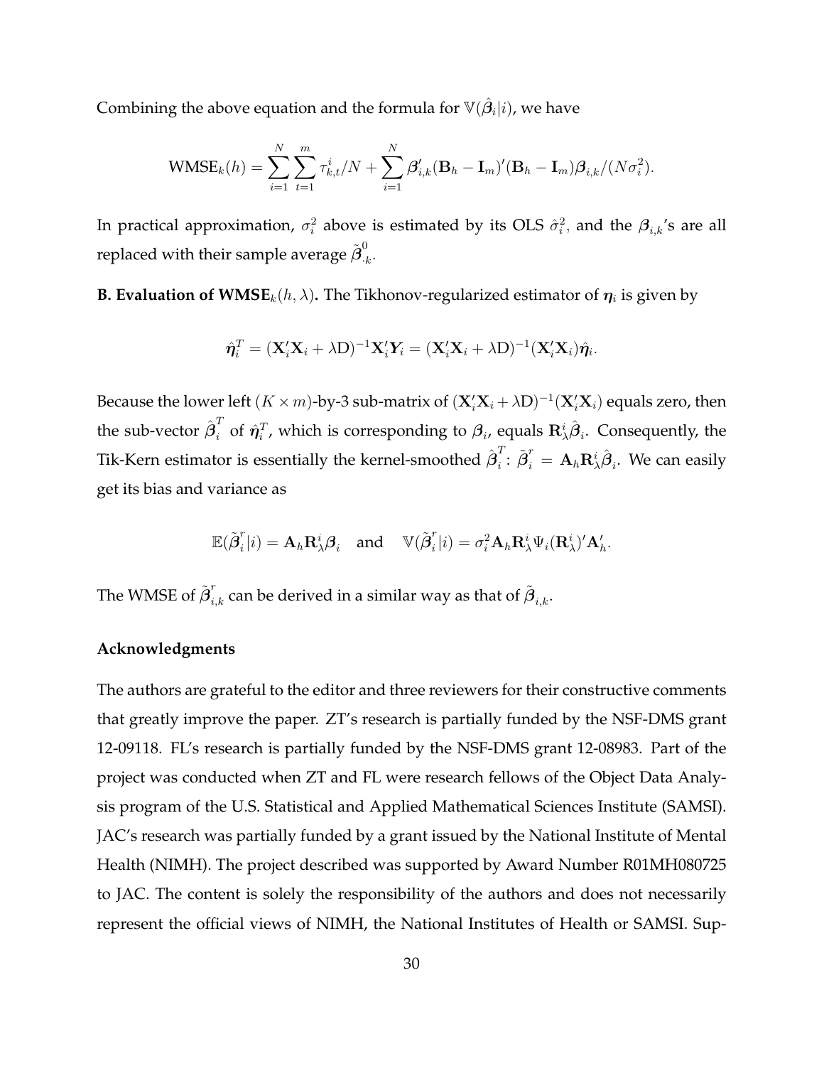Combining the above equation and the formula for $\mathbb{V}(\hat{\boldsymbol{\beta}}_i|i)$, we have

$$\text{WMSE}_k(h) = \sum_{i=1}^{N}\sum_{t=1}^{m} \tau_{k,t}^i/N + \sum_{i=1}^{N} \boldsymbol{\beta}_{i,k}'(\mathbf{B}_h - \mathbf{I}_m)'(\mathbf{B}_h - \mathbf{I}_m)\boldsymbol{\beta}_{i,k}/(N\sigma_i^2).$$

In practical approximation, $\sigma_i^2$ above is estimated by its OLS $\hat{\sigma}_i^2$, and the $\boldsymbol{\beta}_{i,k}$'s are all replaced with their sample average $\tilde{\boldsymbol{\beta}}_{\cdot k}^0$.

**B. Evaluation of WMSE$_k(h, \lambda)$.** The Tikhonov-regularized estimator of $\boldsymbol{\eta}_i$ is given by

$$\hat{\boldsymbol{\eta}}_i^T = (\mathbf{X}_i'\mathbf{X}_i + \lambda \text{D})^{-1}\mathbf{X}_i'\boldsymbol{Y}_i = (\mathbf{X}_i'\mathbf{X}_i + \lambda \text{D})^{-1}(\mathbf{X}_i'\mathbf{X}_i)\hat{\boldsymbol{\eta}}_i.$$

Because the lower left $(K \times m)$-by-3 sub-matrix of $(\mathbf{X}_i'\mathbf{X}_i + \lambda\text{D})^{-1}(\mathbf{X}_i'\mathbf{X}_i)$ equals zero, then the sub-vector $\hat{\boldsymbol{\beta}}_i^T$ of $\hat{\boldsymbol{\eta}}_i^T$, which is corresponding to $\boldsymbol{\beta}_i$, equals $\mathbf{R}_\lambda^i\hat{\boldsymbol{\beta}}_i$. Consequently, the Tik-Kern estimator is essentially the kernel-smoothed $\hat{\boldsymbol{\beta}}_i^T$: $\tilde{\boldsymbol{\beta}}_i^r = \mathbf{A}_h\mathbf{R}_\lambda^i\hat{\boldsymbol{\beta}}_i$. We can easily get its bias and variance as

$$\mathbb{E}(\tilde{\boldsymbol{\beta}}_i^r|i) = \mathbf{A}_h\mathbf{R}_\lambda^i\boldsymbol{\beta}_i \quad \text{and} \quad \mathbb{V}(\tilde{\boldsymbol{\beta}}_i^r|i) = \sigma_i^2\mathbf{A}_h\mathbf{R}_\lambda^i\Psi_i(\mathbf{R}_\lambda^i)'\mathbf{A}_h'.$$

The WMSE of $\tilde{\boldsymbol{\beta}}_{i,k}^r$ can be derived in a similar way as that of $\tilde{\boldsymbol{\beta}}_{i,k}$.

### Acknowledgments

The authors are grateful to the editor and three reviewers for their constructive comments that greatly improve the paper. ZT's research is partially funded by the NSF-DMS grant 12-09118. FL's research is partially funded by the NSF-DMS grant 12-08983. Part of the project was conducted when ZT and FL were research fellows of the Object Data Analysis program of the U.S. Statistical and Applied Mathematical Sciences Institute (SAMSI). JAC's research was partially funded by a grant issued by the National Institute of Mental Health (NIMH). The project described was supported by Award Number R01MH080725 to JAC. The content is solely the responsibility of the authors and does not necessarily represent the official views of NIMH, the National Institutes of Health or SAMSI. Sup-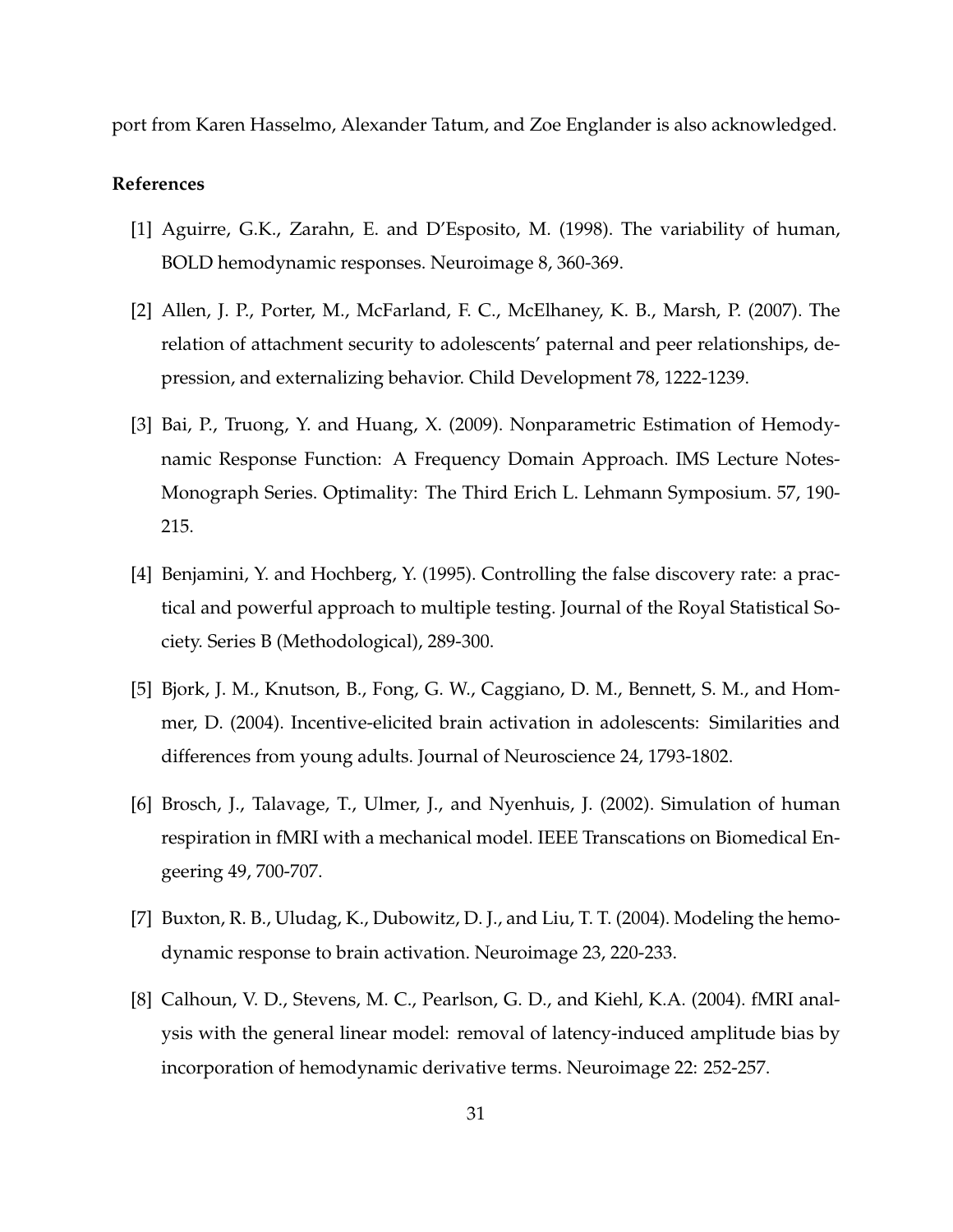port from Karen Hasselmo, Alexander Tatum, and Zoe Englander is also acknowledged.

## References

[1] Aguirre, G.K., Zarahn, E. and D'Esposito, M. (1998). The variability of human, BOLD hemodynamic responses. Neuroimage 8, 360-369.

[2] Allen, J. P., Porter, M., McFarland, F. C., McElhaney, K. B., Marsh, P. (2007). The relation of attachment security to adolescents' paternal and peer relationships, depression, and externalizing behavior. Child Development 78, 1222-1239.

[3] Bai, P., Truong, Y. and Huang, X. (2009). Nonparametric Estimation of Hemodynamic Response Function: A Frequency Domain Approach. IMS Lecture Notes-Monograph Series. Optimality: The Third Erich L. Lehmann Symposium. 57, 190-215.

[4] Benjamini, Y. and Hochberg, Y. (1995). Controlling the false discovery rate: a practical and powerful approach to multiple testing. Journal of the Royal Statistical Society. Series B (Methodological), 289-300.

[5] Bjork, J. M., Knutson, B., Fong, G. W., Caggiano, D. M., Bennett, S. M., and Hommer, D. (2004). Incentive-elicited brain activation in adolescents: Similarities and differences from young adults. Journal of Neuroscience 24, 1793-1802.

[6] Brosch, J., Talavage, T., Ulmer, J., and Nyenhuis, J. (2002). Simulation of human respiration in fMRI with a mechanical model. IEEE Transcations on Biomedical Engeering 49, 700-707.

[7] Buxton, R. B., Uludag, K., Dubowitz, D. J., and Liu, T. T. (2004). Modeling the hemodynamic response to brain activation. Neuroimage 23, 220-233.

[8] Calhoun, V. D., Stevens, M. C., Pearlson, G. D., and Kiehl, K.A. (2004). fMRI analysis with the general linear model: removal of latency-induced amplitude bias by incorporation of hemodynamic derivative terms. Neuroimage 22: 252-257.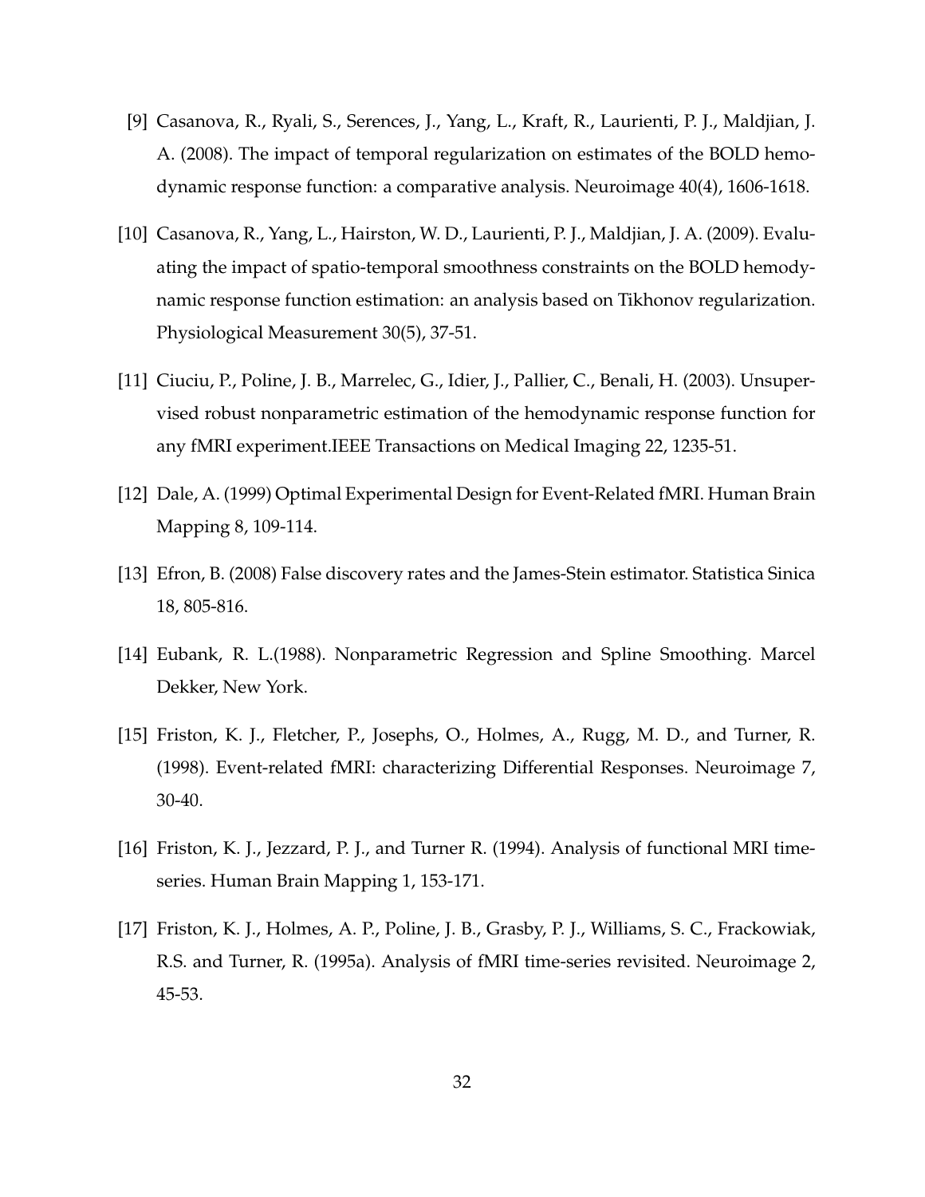[9] Casanova, R., Ryali, S., Serences, J., Yang, L., Kraft, R., Laurienti, P. J., Maldjian, J. A. (2008). The impact of temporal regularization on estimates of the BOLD hemodynamic response function: a comparative analysis. Neuroimage 40(4), 1606-1618.

[10] Casanova, R., Yang, L., Hairston, W. D., Laurienti, P. J., Maldjian, J. A. (2009). Evaluating the impact of spatio-temporal smoothness constraints on the BOLD hemodynamic response function estimation: an analysis based on Tikhonov regularization. Physiological Measurement 30(5), 37-51.

[11] Ciuciu, P., Poline, J. B., Marrelec, G., Idier, J., Pallier, C., Benali, H. (2003). Unsupervised robust nonparametric estimation of the hemodynamic response function for any fMRI experiment.IEEE Transactions on Medical Imaging 22, 1235-51.

[12] Dale, A. (1999) Optimal Experimental Design for Event-Related fMRI. Human Brain Mapping 8, 109-114.

[13] Efron, B. (2008) False discovery rates and the James-Stein estimator. Statistica Sinica 18, 805-816.

[14] Eubank, R. L.(1988). Nonparametric Regression and Spline Smoothing. Marcel Dekker, New York.

[15] Friston, K. J., Fletcher, P., Josephs, O., Holmes, A., Rugg, M. D., and Turner, R. (1998). Event-related fMRI: characterizing Differential Responses. Neuroimage 7, 30-40.

[16] Friston, K. J., Jezzard, P. J., and Turner R. (1994). Analysis of functional MRI time-series. Human Brain Mapping 1, 153-171.

[17] Friston, K. J., Holmes, A. P., Poline, J. B., Grasby, P. J., Williams, S. C., Frackowiak, R.S. and Turner, R. (1995a). Analysis of fMRI time-series revisited. Neuroimage 2, 45-53.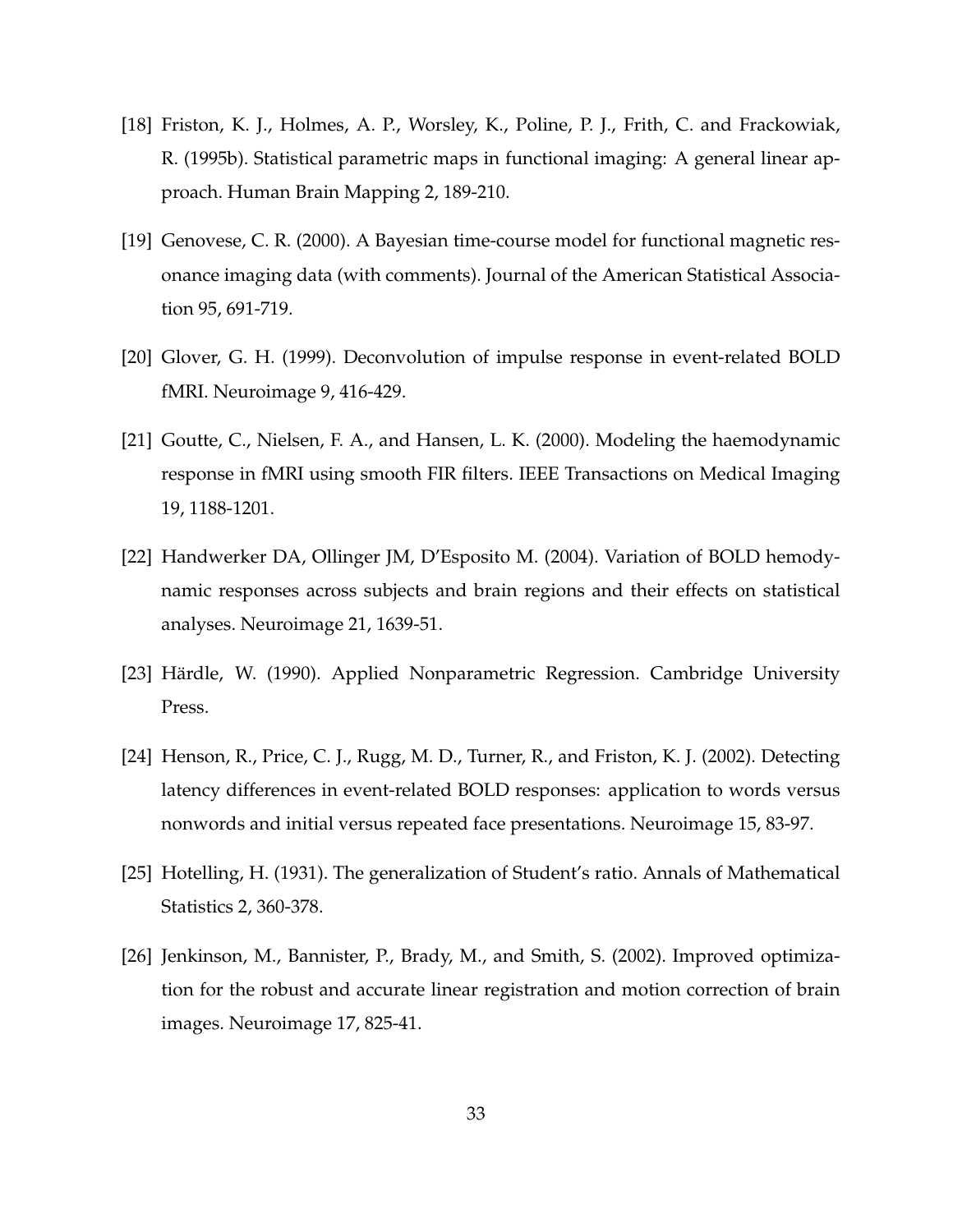[18] Friston, K. J., Holmes, A. P., Worsley, K., Poline, P. J., Frith, C. and Frackowiak, R. (1995b). Statistical parametric maps in functional imaging: A general linear approach. Human Brain Mapping 2, 189-210.

[19] Genovese, C. R. (2000). A Bayesian time-course model for functional magnetic resonance imaging data (with comments). Journal of the American Statistical Association 95, 691-719.

[20] Glover, G. H. (1999). Deconvolution of impulse response in event-related BOLD fMRI. Neuroimage 9, 416-429.

[21] Goutte, C., Nielsen, F. A., and Hansen, L. K. (2000). Modeling the haemodynamic response in fMRI using smooth FIR filters. IEEE Transactions on Medical Imaging 19, 1188-1201.

[22] Handwerker DA, Ollinger JM, D'Esposito M. (2004). Variation of BOLD hemodynamic responses across subjects and brain regions and their effects on statistical analyses. Neuroimage 21, 1639-51.

[23] Härdle, W. (1990). Applied Nonparametric Regression. Cambridge University Press.

[24] Henson, R., Price, C. J., Rugg, M. D., Turner, R., and Friston, K. J. (2002). Detecting latency differences in event-related BOLD responses: application to words versus nonwords and initial versus repeated face presentations. Neuroimage 15, 83-97.

[25] Hotelling, H. (1931). The generalization of Student's ratio. Annals of Mathematical Statistics 2, 360-378.

[26] Jenkinson, M., Bannister, P., Brady, M., and Smith, S. (2002). Improved optimization for the robust and accurate linear registration and motion correction of brain images. Neuroimage 17, 825-41.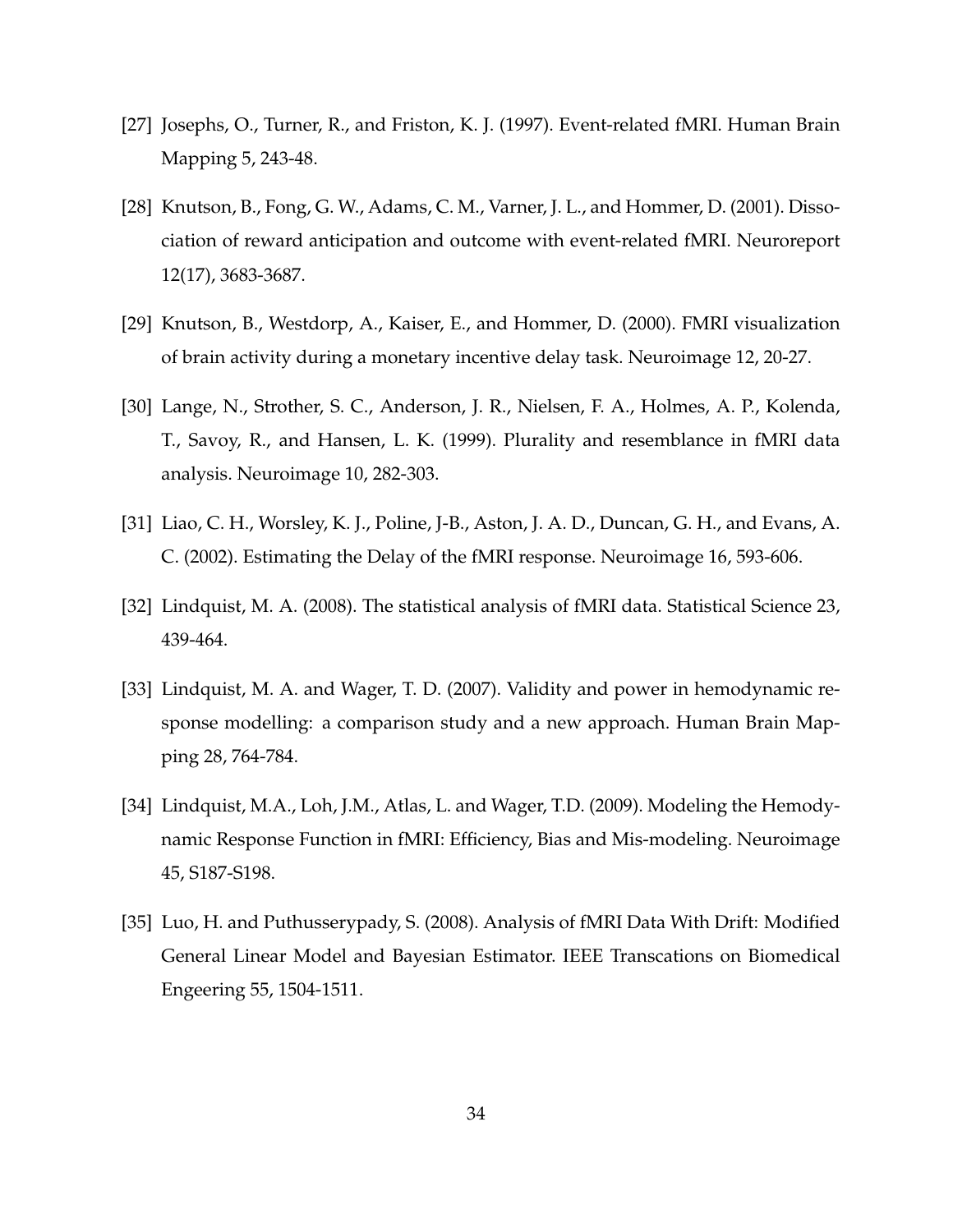[27] Josephs, O., Turner, R., and Friston, K. J. (1997). Event-related fMRI. Human Brain Mapping 5, 243-48.

[28] Knutson, B., Fong, G. W., Adams, C. M., Varner, J. L., and Hommer, D. (2001). Dissociation of reward anticipation and outcome with event-related fMRI. Neuroreport 12(17), 3683-3687.

[29] Knutson, B., Westdorp, A., Kaiser, E., and Hommer, D. (2000). FMRI visualization of brain activity during a monetary incentive delay task. Neuroimage 12, 20-27.

[30] Lange, N., Strother, S. C., Anderson, J. R., Nielsen, F. A., Holmes, A. P., Kolenda, T., Savoy, R., and Hansen, L. K. (1999). Plurality and resemblance in fMRI data analysis. Neuroimage 10, 282-303.

[31] Liao, C. H., Worsley, K. J., Poline, J-B., Aston, J. A. D., Duncan, G. H., and Evans, A. C. (2002). Estimating the Delay of the fMRI response. Neuroimage 16, 593-606.

[32] Lindquist, M. A. (2008). The statistical analysis of fMRI data. Statistical Science 23, 439-464.

[33] Lindquist, M. A. and Wager, T. D. (2007). Validity and power in hemodynamic response modelling: a comparison study and a new approach. Human Brain Mapping 28, 764-784.

[34] Lindquist, M.A., Loh, J.M., Atlas, L. and Wager, T.D. (2009). Modeling the Hemodynamic Response Function in fMRI: Efficiency, Bias and Mis-modeling. Neuroimage 45, S187-S198.

[35] Luo, H. and Puthusserypady, S. (2008). Analysis of fMRI Data With Drift: Modified General Linear Model and Bayesian Estimator. IEEE Transcations on Biomedical Engeering 55, 1504-1511.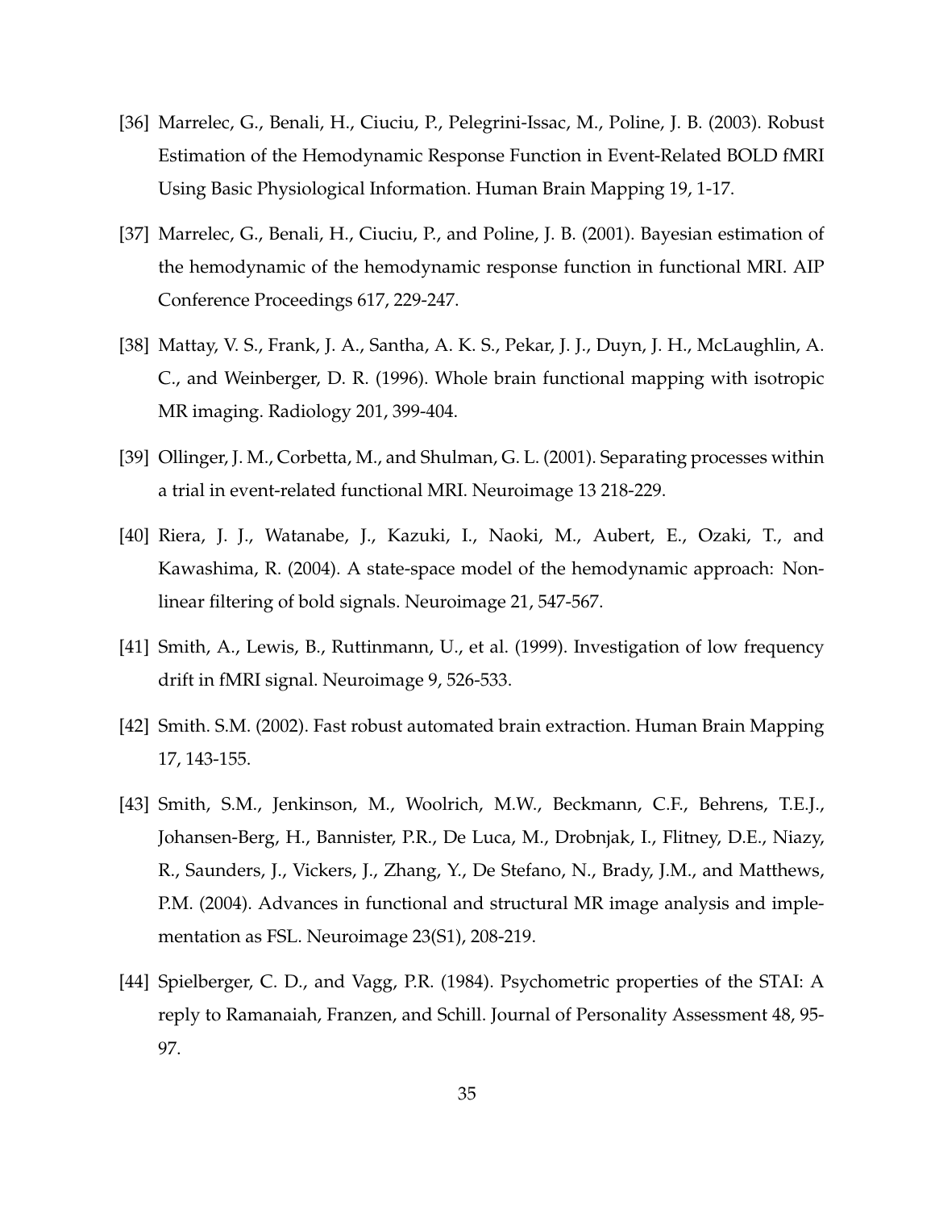[36] Marrelec, G., Benali, H., Ciuciu, P., Pelegrini-Issac, M., Poline, J. B. (2003). Robust Estimation of the Hemodynamic Response Function in Event-Related BOLD fMRI Using Basic Physiological Information. Human Brain Mapping 19, 1-17.

[37] Marrelec, G., Benali, H., Ciuciu, P., and Poline, J. B. (2001). Bayesian estimation of the hemodynamic of the hemodynamic response function in functional MRI. AIP Conference Proceedings 617, 229-247.

[38] Mattay, V. S., Frank, J. A., Santha, A. K. S., Pekar, J. J., Duyn, J. H., McLaughlin, A. C., and Weinberger, D. R. (1996). Whole brain functional mapping with isotropic MR imaging. Radiology 201, 399-404.

[39] Ollinger, J. M., Corbetta, M., and Shulman, G. L. (2001). Separating processes within a trial in event-related functional MRI. Neuroimage 13 218-229.

[40] Riera, J. J., Watanabe, J., Kazuki, I., Naoki, M., Aubert, E., Ozaki, T., and Kawashima, R. (2004). A state-space model of the hemodynamic approach: Nonlinear filtering of bold signals. Neuroimage 21, 547-567.

[41] Smith, A., Lewis, B., Ruttinmann, U., et al. (1999). Investigation of low frequency drift in fMRI signal. Neuroimage 9, 526-533.

[42] Smith. S.M. (2002). Fast robust automated brain extraction. Human Brain Mapping 17, 143-155.

[43] Smith, S.M., Jenkinson, M., Woolrich, M.W., Beckmann, C.F., Behrens, T.E.J., Johansen-Berg, H., Bannister, P.R., De Luca, M., Drobnjak, I., Flitney, D.E., Niazy, R., Saunders, J., Vickers, J., Zhang, Y., De Stefano, N., Brady, J.M., and Matthews, P.M. (2004). Advances in functional and structural MR image analysis and implementation as FSL. Neuroimage 23(S1), 208-219.

[44] Spielberger, C. D., and Vagg, P.R. (1984). Psychometric properties of the STAI: A reply to Ramanaiah, Franzen, and Schill. Journal of Personality Assessment 48, 95-97.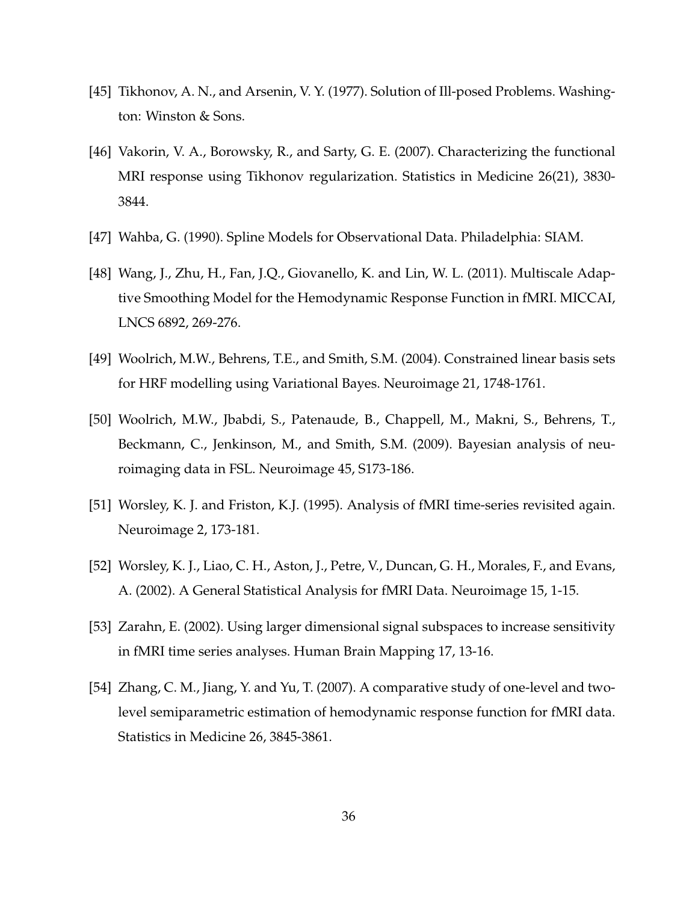[45] Tikhonov, A. N., and Arsenin, V. Y. (1977). Solution of Ill-posed Problems. Washington: Winston & Sons.

[46] Vakorin, V. A., Borowsky, R., and Sarty, G. E. (2007). Characterizing the functional MRI response using Tikhonov regularization. Statistics in Medicine 26(21), 3830-3844.

[47] Wahba, G. (1990). Spline Models for Observational Data. Philadelphia: SIAM.

[48] Wang, J., Zhu, H., Fan, J.Q., Giovanello, K. and Lin, W. L. (2011). Multiscale Adaptive Smoothing Model for the Hemodynamic Response Function in fMRI. MICCAI, LNCS 6892, 269-276.

[49] Woolrich, M.W., Behrens, T.E., and Smith, S.M. (2004). Constrained linear basis sets for HRF modelling using Variational Bayes. Neuroimage 21, 1748-1761.

[50] Woolrich, M.W., Jbabdi, S., Patenaude, B., Chappell, M., Makni, S., Behrens, T., Beckmann, C., Jenkinson, M., and Smith, S.M. (2009). Bayesian analysis of neuroimaging data in FSL. Neuroimage 45, S173-186.

[51] Worsley, K. J. and Friston, K.J. (1995). Analysis of fMRI time-series revisited again. Neuroimage 2, 173-181.

[52] Worsley, K. J., Liao, C. H., Aston, J., Petre, V., Duncan, G. H., Morales, F., and Evans, A. (2002). A General Statistical Analysis for fMRI Data. Neuroimage 15, 1-15.

[53] Zarahn, E. (2002). Using larger dimensional signal subspaces to increase sensitivity in fMRI time series analyses. Human Brain Mapping 17, 13-16.

[54] Zhang, C. M., Jiang, Y. and Yu, T. (2007). A comparative study of one-level and two-level semiparametric estimation of hemodynamic response function for fMRI data. Statistics in Medicine 26, 3845-3861.